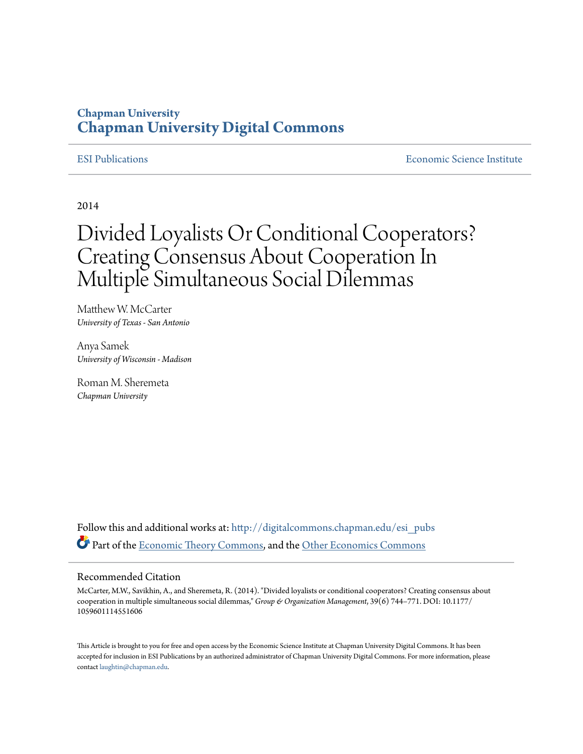**Chapman University**
**Chapman University Digital Commons**

ESI Publications | Economic Science Institute

2014

# Divided Loyalists Or Conditional Cooperators? Creating Consensus About Cooperation In Multiple Simultaneous Social Dilemmas

Matthew W. McCarter
*University of Texas - San Antonio*

Anya Samek
*University of Wisconsin - Madison*

Roman M. Sheremeta
*Chapman University*

Follow this and additional works at: http://digitalcommons.chapman.edu/esi_pubs

Part of the Economic Theory Commons, and the Other Economics Commons

## Recommended Citation

McCarter, M.W., Savikhin, A., and Sheremeta, R. (2014). "Divided loyalists or conditional cooperators? Creating consensus about cooperation in multiple simultaneous social dilemmas," *Group & Organization Management*, 39(6) 744–771. DOI: 10.1177/1059601114551606

This Article is brought to you for free and open access by the Economic Science Institute at Chapman University Digital Commons. It has been accepted for inclusion in ESI Publications by an authorized administrator of Chapman University Digital Commons. For more information, please contact laughtin@chapman.edu.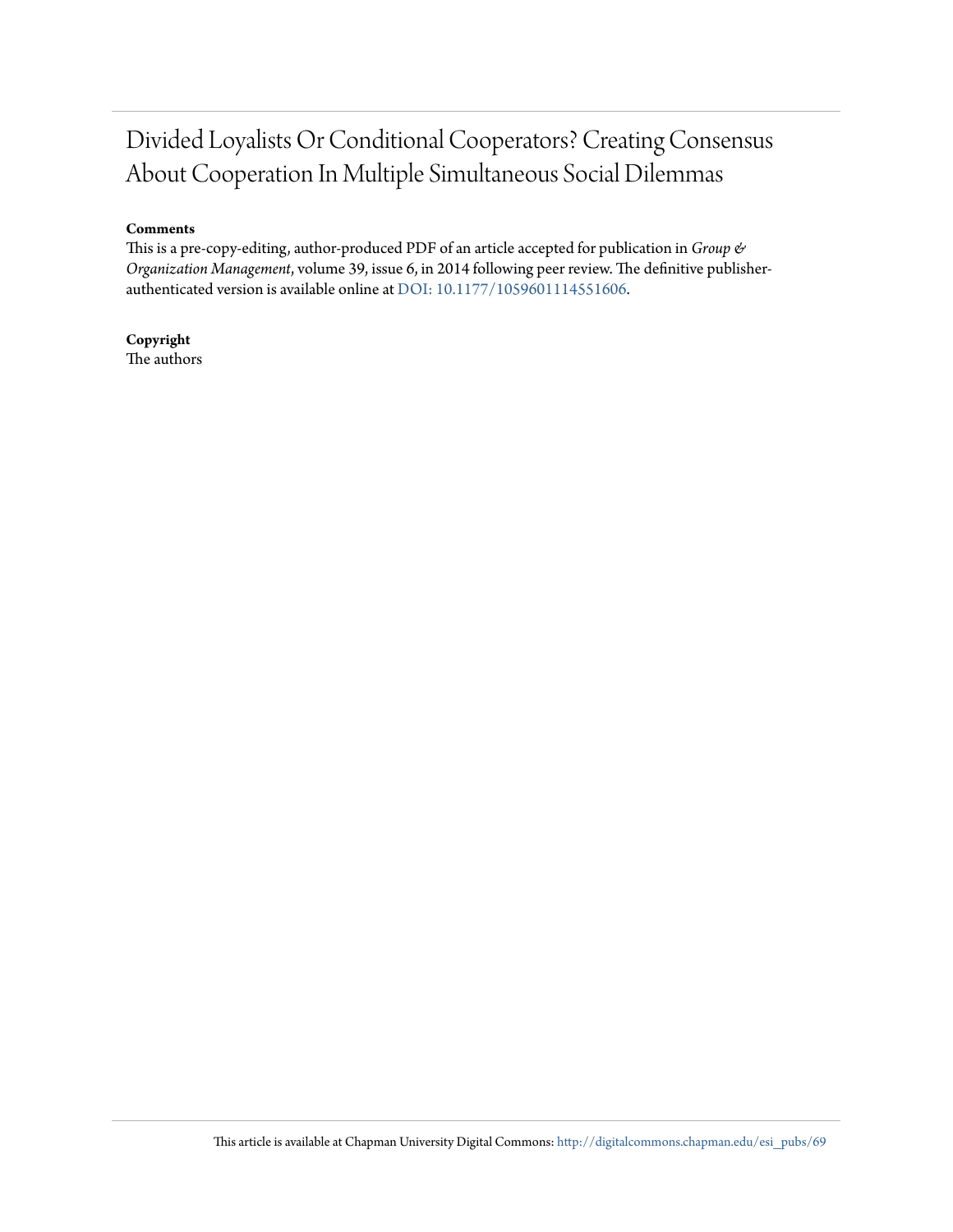# Divided Loyalists Or Conditional Cooperators? Creating Consensus About Cooperation In Multiple Simultaneous Social Dilemmas

**Comments**

This is a pre-copy-editing, author-produced PDF of an article accepted for publication in *Group & Organization Management*, volume 39, issue 6, in 2014 following peer review. The definitive publisher-authenticated version is available online at DOI: 10.1177/1059601114551606.

**Copyright**

The authors

This article is available at Chapman University Digital Commons: http://digitalcommons.chapman.edu/esi_pubs/69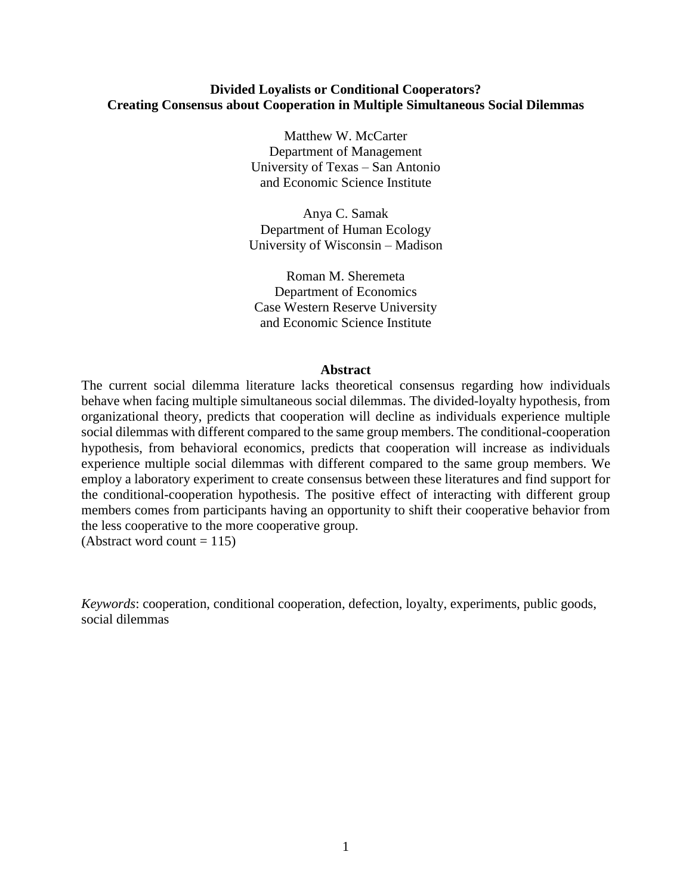**Divided Loyalists or Conditional Cooperators?**
**Creating Consensus about Cooperation in Multiple Simultaneous Social Dilemmas**

Matthew W. McCarter
Department of Management
University of Texas – San Antonio
and Economic Science Institute

Anya C. Samak
Department of Human Ecology
University of Wisconsin – Madison

Roman M. Sheremeta
Department of Economics
Case Western Reserve University
and Economic Science Institute

**Abstract**

The current social dilemma literature lacks theoretical consensus regarding how individuals behave when facing multiple simultaneous social dilemmas. The divided-loyalty hypothesis, from organizational theory, predicts that cooperation will decline as individuals experience multiple social dilemmas with different compared to the same group members. The conditional-cooperation hypothesis, from behavioral economics, predicts that cooperation will increase as individuals experience multiple social dilemmas with different compared to the same group members. We employ a laboratory experiment to create consensus between these literatures and find support for the conditional-cooperation hypothesis. The positive effect of interacting with different group members comes from participants having an opportunity to shift their cooperative behavior from the less cooperative to the more cooperative group.
(Abstract word count = 115)

*Keywords*: cooperation, conditional cooperation, defection, loyalty, experiments, public goods, social dilemmas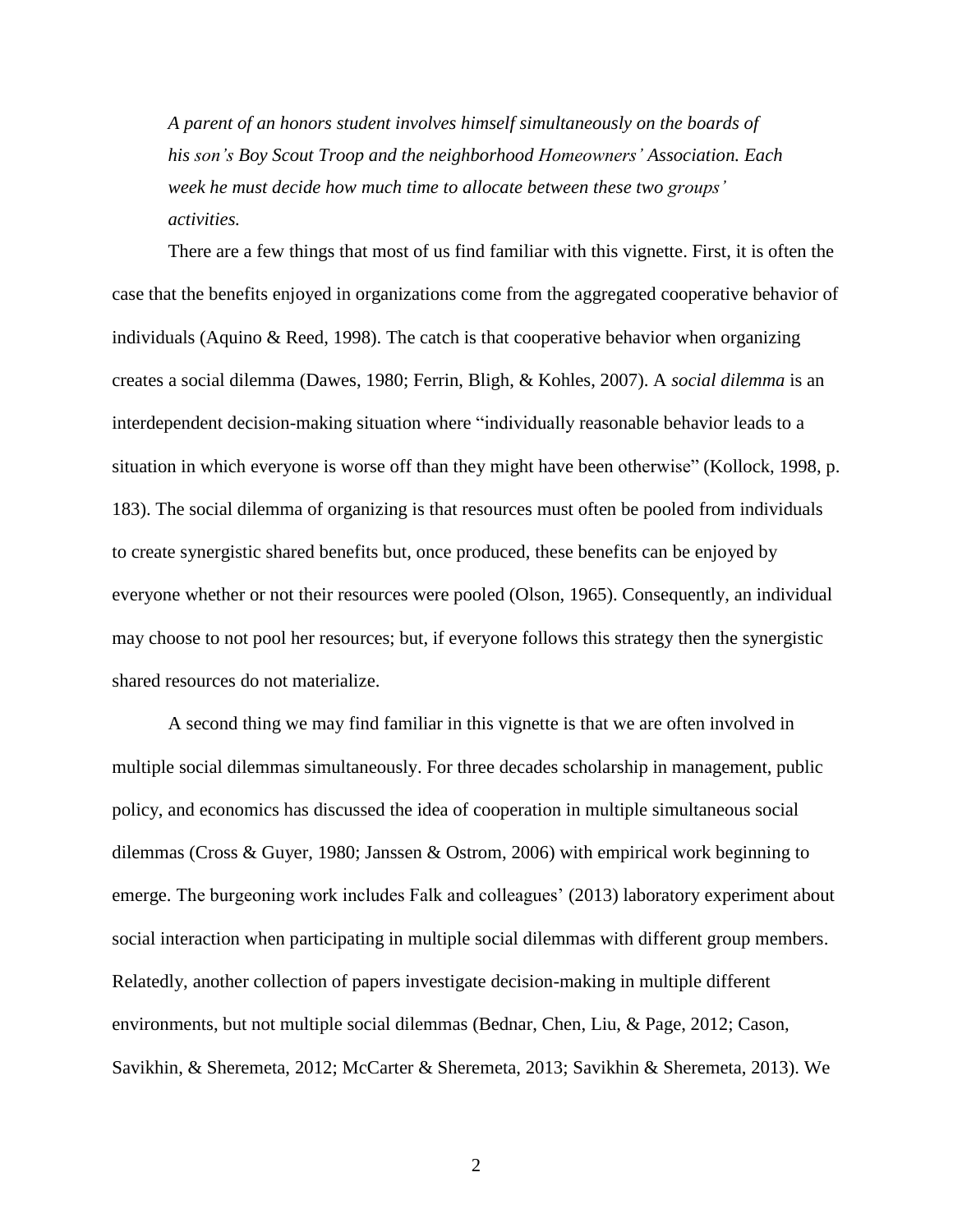*A parent of an honors student involves himself simultaneously on the boards of his son's Boy Scout Troop and the neighborhood Homeowners' Association. Each week he must decide how much time to allocate between these two groups' activities.*

There are a few things that most of us find familiar with this vignette. First, it is often the case that the benefits enjoyed in organizations come from the aggregated cooperative behavior of individuals (Aquino & Reed, 1998). The catch is that cooperative behavior when organizing creates a social dilemma (Dawes, 1980; Ferrin, Bligh, & Kohles, 2007). A *social dilemma* is an interdependent decision-making situation where "individually reasonable behavior leads to a situation in which everyone is worse off than they might have been otherwise" (Kollock, 1998, p. 183). The social dilemma of organizing is that resources must often be pooled from individuals to create synergistic shared benefits but, once produced, these benefits can be enjoyed by everyone whether or not their resources were pooled (Olson, 1965). Consequently, an individual may choose to not pool her resources; but, if everyone follows this strategy then the synergistic shared resources do not materialize.

A second thing we may find familiar in this vignette is that we are often involved in multiple social dilemmas simultaneously. For three decades scholarship in management, public policy, and economics has discussed the idea of cooperation in multiple simultaneous social dilemmas (Cross & Guyer, 1980; Janssen & Ostrom, 2006) with empirical work beginning to emerge. The burgeoning work includes Falk and colleagues' (2013) laboratory experiment about social interaction when participating in multiple social dilemmas with different group members. Relatedly, another collection of papers investigate decision-making in multiple different environments, but not multiple social dilemmas (Bednar, Chen, Liu, & Page, 2012; Cason, Savikhin, & Sheremeta, 2012; McCarter & Sheremeta, 2013; Savikhin & Sheremeta, 2013). We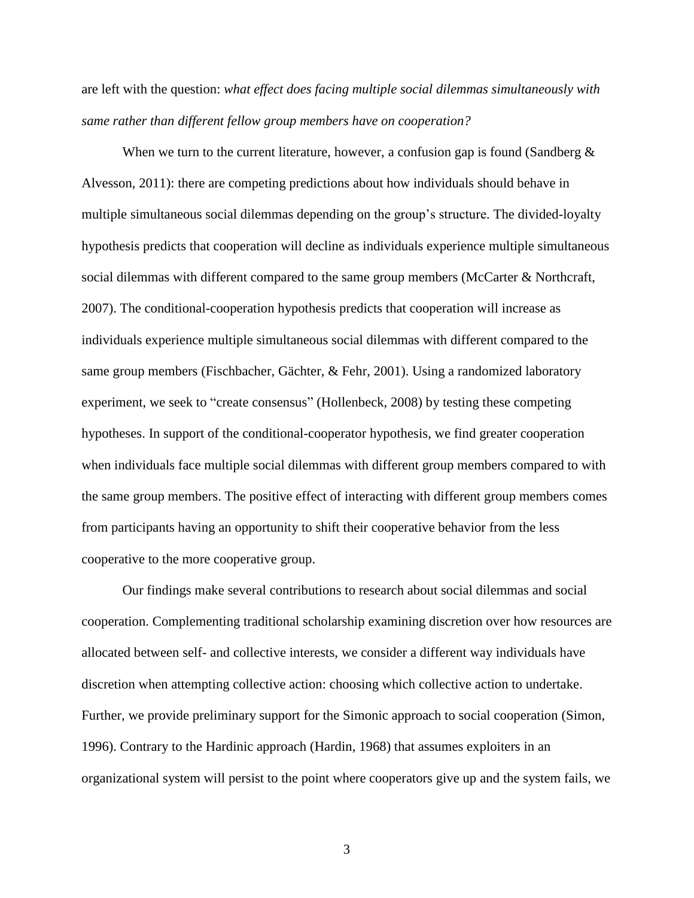are left with the question: *what effect does facing multiple social dilemmas simultaneously with same rather than different fellow group members have on cooperation?*

When we turn to the current literature, however, a confusion gap is found (Sandberg & Alvesson, 2011): there are competing predictions about how individuals should behave in multiple simultaneous social dilemmas depending on the group's structure. The divided-loyalty hypothesis predicts that cooperation will decline as individuals experience multiple simultaneous social dilemmas with different compared to the same group members (McCarter & Northcraft, 2007). The conditional-cooperation hypothesis predicts that cooperation will increase as individuals experience multiple simultaneous social dilemmas with different compared to the same group members (Fischbacher, Gächter, & Fehr, 2001). Using a randomized laboratory experiment, we seek to "create consensus" (Hollenbeck, 2008) by testing these competing hypotheses. In support of the conditional-cooperator hypothesis, we find greater cooperation when individuals face multiple social dilemmas with different group members compared to with the same group members. The positive effect of interacting with different group members comes from participants having an opportunity to shift their cooperative behavior from the less cooperative to the more cooperative group.

Our findings make several contributions to research about social dilemmas and social cooperation. Complementing traditional scholarship examining discretion over how resources are allocated between self- and collective interests, we consider a different way individuals have discretion when attempting collective action: choosing which collective action to undertake. Further, we provide preliminary support for the Simonic approach to social cooperation (Simon, 1996). Contrary to the Hardinic approach (Hardin, 1968) that assumes exploiters in an organizational system will persist to the point where cooperators give up and the system fails, we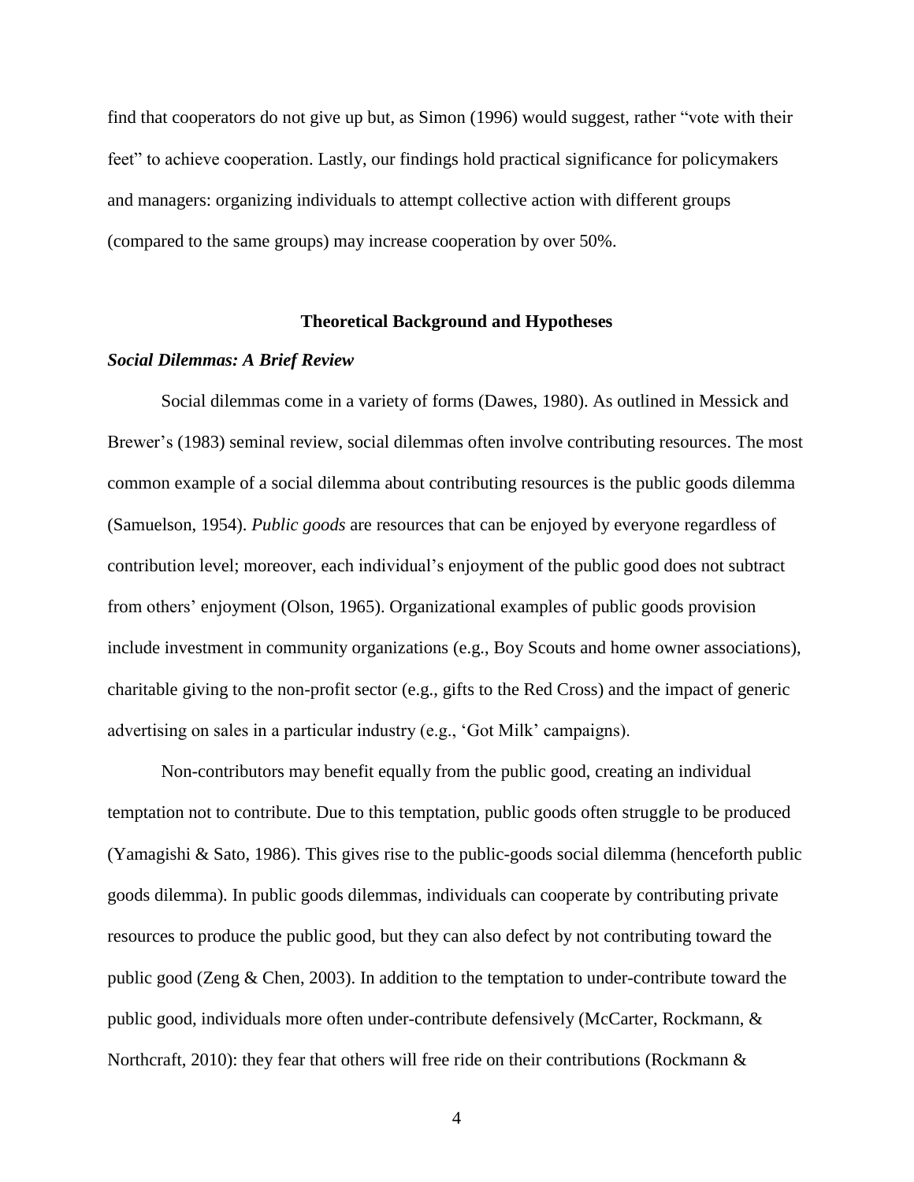find that cooperators do not give up but, as Simon (1996) would suggest, rather "vote with their feet" to achieve cooperation. Lastly, our findings hold practical significance for policymakers and managers: organizing individuals to attempt collective action with different groups (compared to the same groups) may increase cooperation by over 50%.

## Theoretical Background and Hypotheses

### *Social Dilemmas: A Brief Review*

Social dilemmas come in a variety of forms (Dawes, 1980). As outlined in Messick and Brewer's (1983) seminal review, social dilemmas often involve contributing resources. The most common example of a social dilemma about contributing resources is the public goods dilemma (Samuelson, 1954). *Public goods* are resources that can be enjoyed by everyone regardless of contribution level; moreover, each individual's enjoyment of the public good does not subtract from others' enjoyment (Olson, 1965). Organizational examples of public goods provision include investment in community organizations (e.g., Boy Scouts and home owner associations), charitable giving to the non-profit sector (e.g., gifts to the Red Cross) and the impact of generic advertising on sales in a particular industry (e.g., 'Got Milk' campaigns).

Non-contributors may benefit equally from the public good, creating an individual temptation not to contribute. Due to this temptation, public goods often struggle to be produced (Yamagishi & Sato, 1986). This gives rise to the public-goods social dilemma (henceforth public goods dilemma). In public goods dilemmas, individuals can cooperate by contributing private resources to produce the public good, but they can also defect by not contributing toward the public good (Zeng & Chen, 2003). In addition to the temptation to under-contribute toward the public good, individuals more often under-contribute defensively (McCarter, Rockmann, & Northcraft, 2010): they fear that others will free ride on their contributions (Rockmann &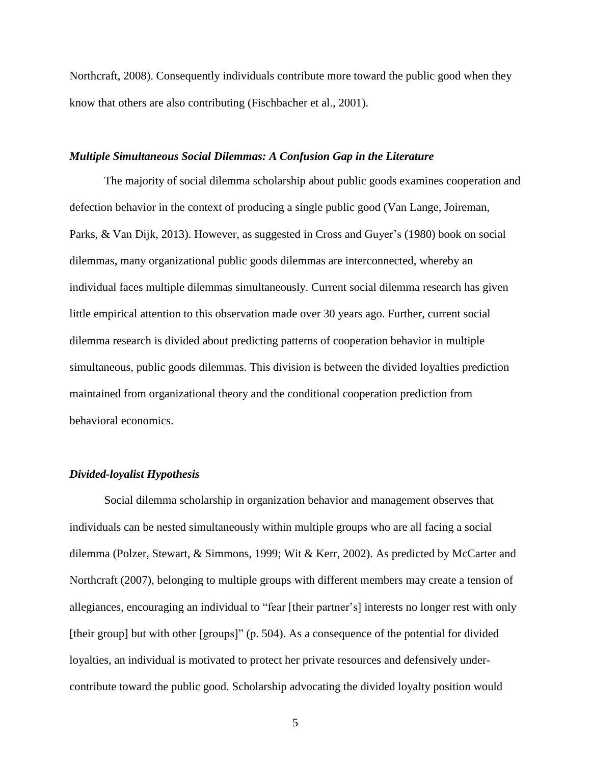Northcraft, 2008). Consequently individuals contribute more toward the public good when they know that others are also contributing (Fischbacher et al., 2001).

### *Multiple Simultaneous Social Dilemmas: A Confusion Gap in the Literature*

The majority of social dilemma scholarship about public goods examines cooperation and defection behavior in the context of producing a single public good (Van Lange, Joireman, Parks, & Van Dijk, 2013). However, as suggested in Cross and Guyer's (1980) book on social dilemmas, many organizational public goods dilemmas are interconnected, whereby an individual faces multiple dilemmas simultaneously. Current social dilemma research has given little empirical attention to this observation made over 30 years ago. Further, current social dilemma research is divided about predicting patterns of cooperation behavior in multiple simultaneous, public goods dilemmas. This division is between the divided loyalties prediction maintained from organizational theory and the conditional cooperation prediction from behavioral economics.

### *Divided-loyalist Hypothesis*

Social dilemma scholarship in organization behavior and management observes that individuals can be nested simultaneously within multiple groups who are all facing a social dilemma (Polzer, Stewart, & Simmons, 1999; Wit & Kerr, 2002). As predicted by McCarter and Northcraft (2007), belonging to multiple groups with different members may create a tension of allegiances, encouraging an individual to "fear [their partner's] interests no longer rest with only [their group] but with other [groups]" (p. 504). As a consequence of the potential for divided loyalties, an individual is motivated to protect her private resources and defensively under-contribute toward the public good. Scholarship advocating the divided loyalty position would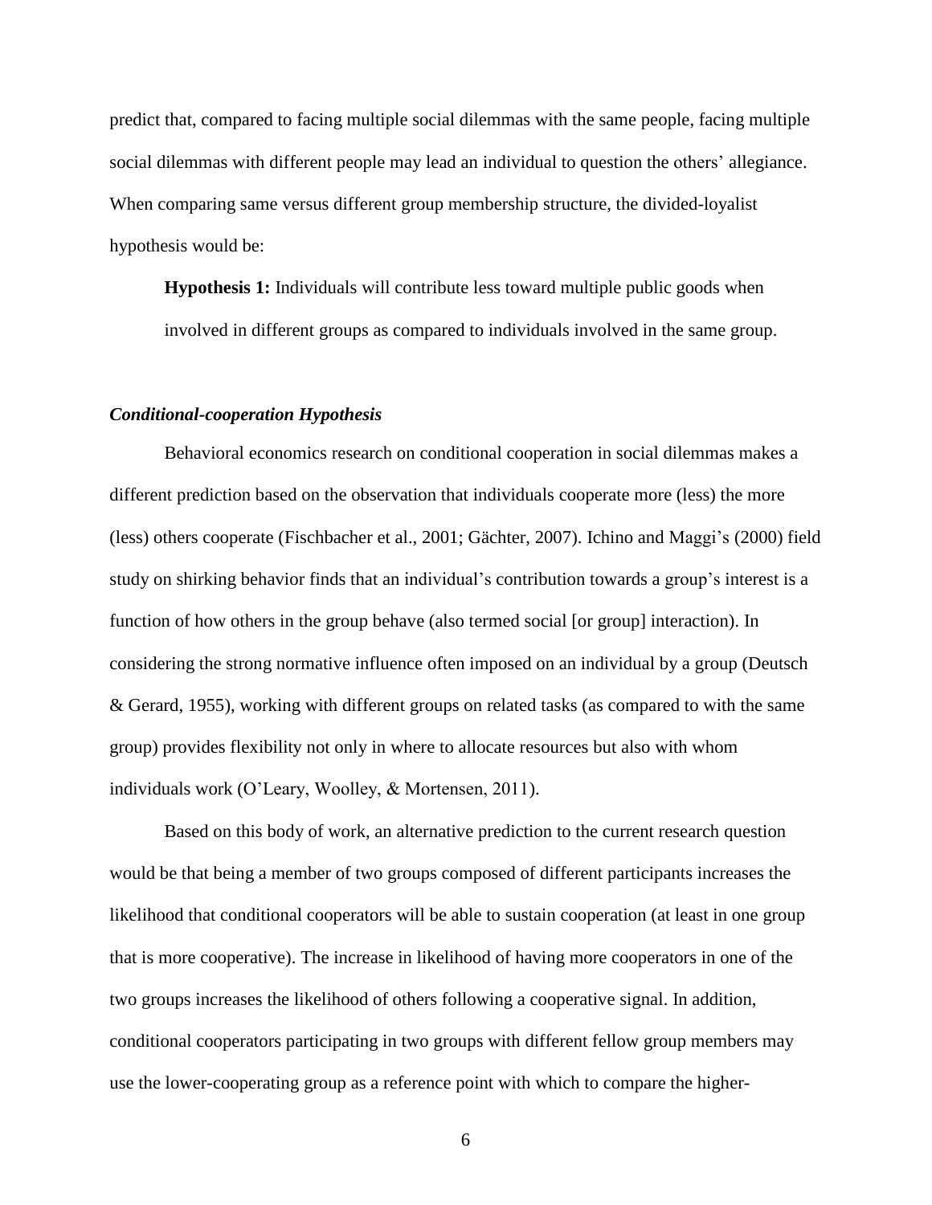predict that, compared to facing multiple social dilemmas with the same people, facing multiple social dilemmas with different people may lead an individual to question the others' allegiance. When comparing same versus different group membership structure, the divided-loyalist hypothesis would be:

> **Hypothesis 1:** Individuals will contribute less toward multiple public goods when involved in different groups as compared to individuals involved in the same group.

### *Conditional-cooperation Hypothesis*

Behavioral economics research on conditional cooperation in social dilemmas makes a different prediction based on the observation that individuals cooperate more (less) the more (less) others cooperate (Fischbacher et al., 2001; Gächter, 2007). Ichino and Maggi's (2000) field study on shirking behavior finds that an individual's contribution towards a group's interest is a function of how others in the group behave (also termed social [or group] interaction). In considering the strong normative influence often imposed on an individual by a group (Deutsch & Gerard, 1955), working with different groups on related tasks (as compared to with the same group) provides flexibility not only in where to allocate resources but also with whom individuals work (O'Leary, Woolley, & Mortensen, 2011).

Based on this body of work, an alternative prediction to the current research question would be that being a member of two groups composed of different participants increases the likelihood that conditional cooperators will be able to sustain cooperation (at least in one group that is more cooperative). The increase in likelihood of having more cooperators in one of the two groups increases the likelihood of others following a cooperative signal. In addition, conditional cooperators participating in two groups with different fellow group members may use the lower-cooperating group as a reference point with which to compare the higher-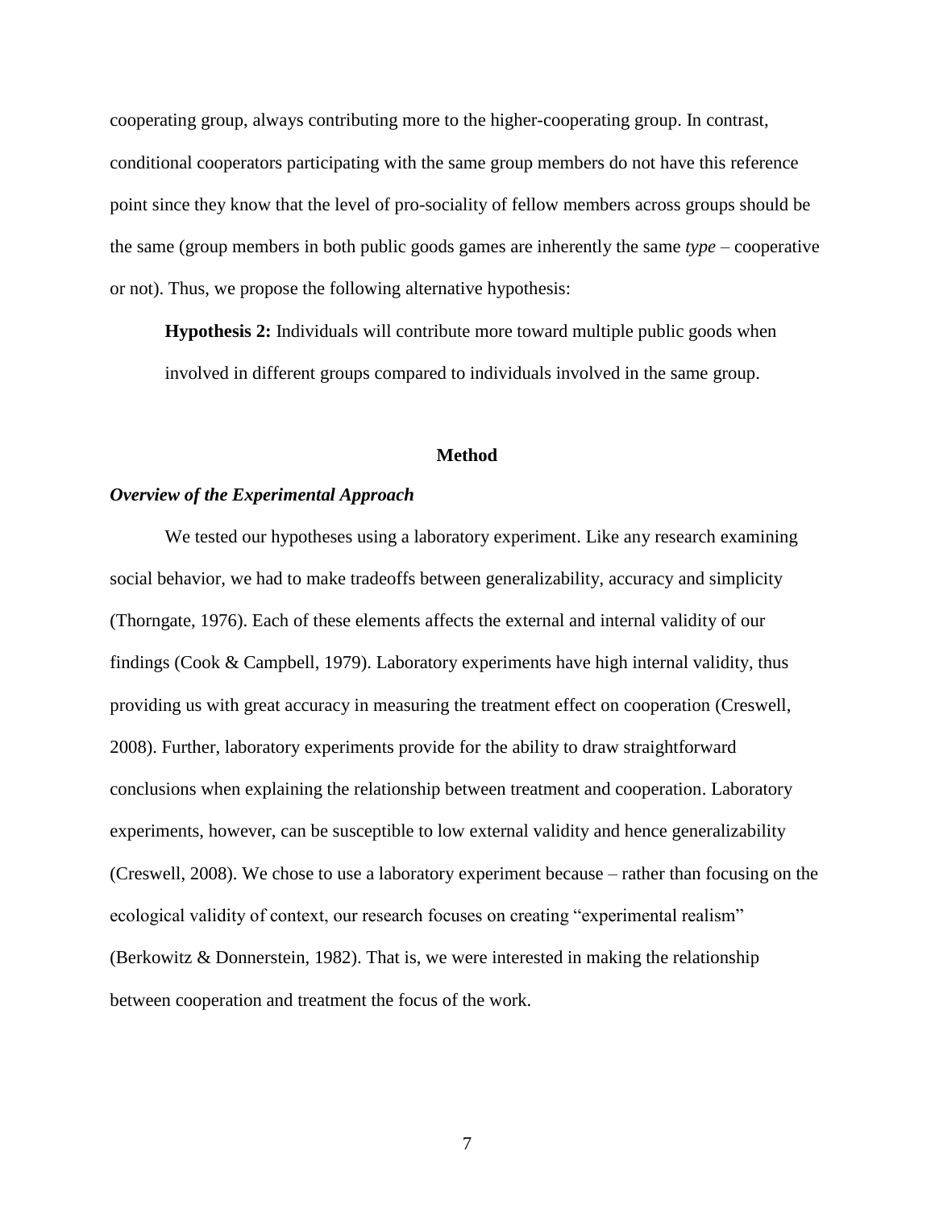cooperating group, always contributing more to the higher-cooperating group. In contrast, conditional cooperators participating with the same group members do not have this reference point since they know that the level of pro-sociality of fellow members across groups should be the same (group members in both public goods games are inherently the same *type* – cooperative or not). Thus, we propose the following alternative hypothesis:

**Hypothesis 2:** Individuals will contribute more toward multiple public goods when involved in different groups compared to individuals involved in the same group.

## Method

### *Overview of the Experimental Approach*

We tested our hypotheses using a laboratory experiment. Like any research examining social behavior, we had to make tradeoffs between generalizability, accuracy and simplicity (Thorngate, 1976). Each of these elements affects the external and internal validity of our findings (Cook & Campbell, 1979). Laboratory experiments have high internal validity, thus providing us with great accuracy in measuring the treatment effect on cooperation (Creswell, 2008). Further, laboratory experiments provide for the ability to draw straightforward conclusions when explaining the relationship between treatment and cooperation. Laboratory experiments, however, can be susceptible to low external validity and hence generalizability (Creswell, 2008). We chose to use a laboratory experiment because – rather than focusing on the ecological validity of context, our research focuses on creating "experimental realism" (Berkowitz & Donnerstein, 1982). That is, we were interested in making the relationship between cooperation and treatment the focus of the work.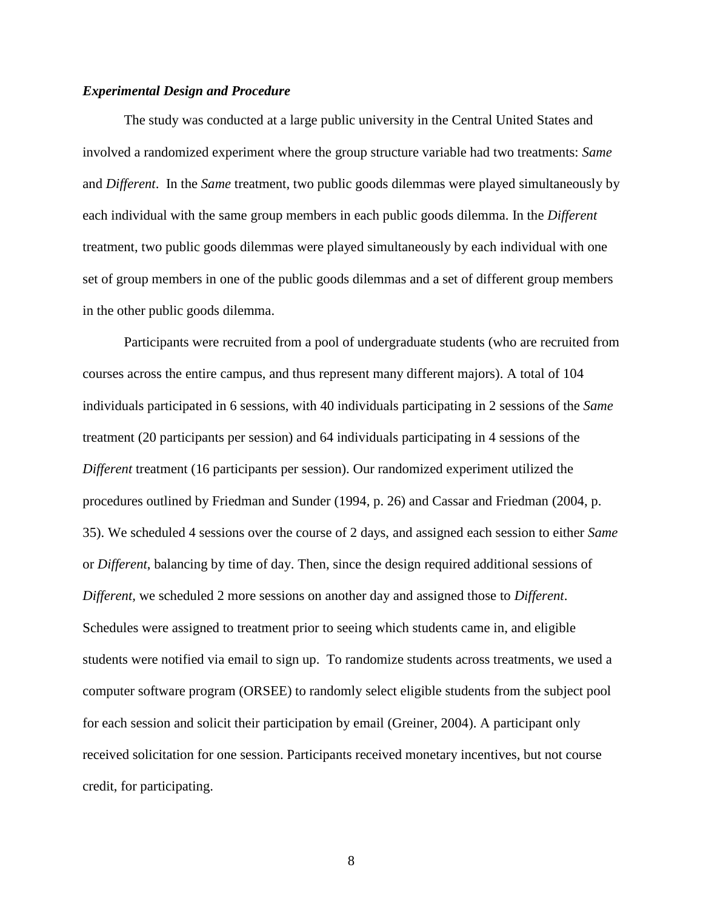### *Experimental Design and Procedure*

The study was conducted at a large public university in the Central United States and involved a randomized experiment where the group structure variable had two treatments: *Same* and *Different*. In the *Same* treatment, two public goods dilemmas were played simultaneously by each individual with the same group members in each public goods dilemma. In the *Different* treatment, two public goods dilemmas were played simultaneously by each individual with one set of group members in one of the public goods dilemmas and a set of different group members in the other public goods dilemma.

Participants were recruited from a pool of undergraduate students (who are recruited from courses across the entire campus, and thus represent many different majors). A total of 104 individuals participated in 6 sessions, with 40 individuals participating in 2 sessions of the *Same* treatment (20 participants per session) and 64 individuals participating in 4 sessions of the *Different* treatment (16 participants per session). Our randomized experiment utilized the procedures outlined by Friedman and Sunder (1994, p. 26) and Cassar and Friedman (2004, p. 35). We scheduled 4 sessions over the course of 2 days, and assigned each session to either *Same* or *Different*, balancing by time of day. Then, since the design required additional sessions of *Different*, we scheduled 2 more sessions on another day and assigned those to *Different*. Schedules were assigned to treatment prior to seeing which students came in, and eligible students were notified via email to sign up. To randomize students across treatments, we used a computer software program (ORSEE) to randomly select eligible students from the subject pool for each session and solicit their participation by email (Greiner, 2004). A participant only received solicitation for one session. Participants received monetary incentives, but not course credit, for participating.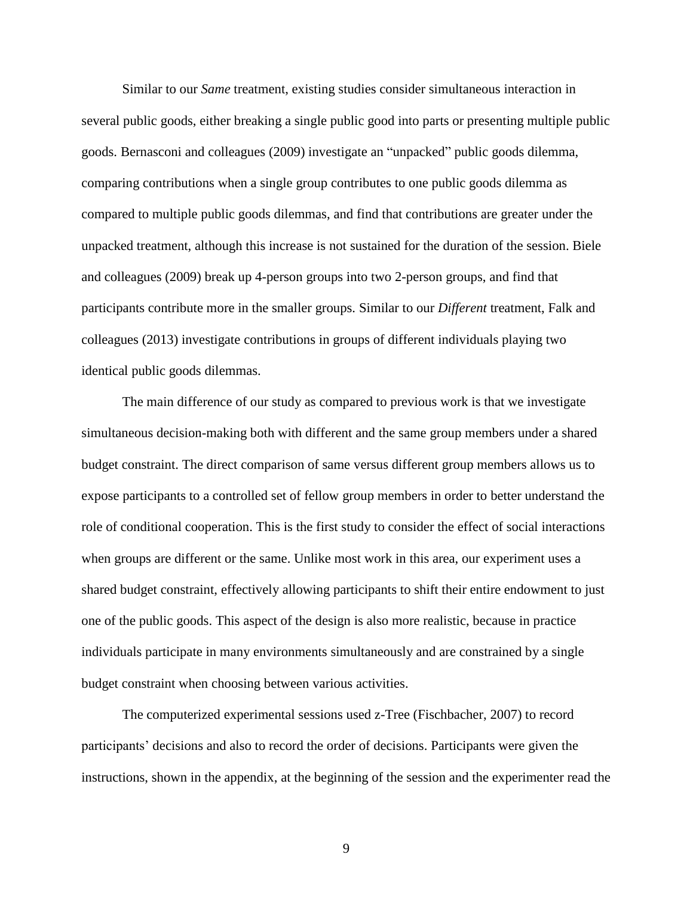Similar to our *Same* treatment, existing studies consider simultaneous interaction in several public goods, either breaking a single public good into parts or presenting multiple public goods. Bernasconi and colleagues (2009) investigate an "unpacked" public goods dilemma, comparing contributions when a single group contributes to one public goods dilemma as compared to multiple public goods dilemmas, and find that contributions are greater under the unpacked treatment, although this increase is not sustained for the duration of the session. Biele and colleagues (2009) break up 4-person groups into two 2-person groups, and find that participants contribute more in the smaller groups. Similar to our *Different* treatment, Falk and colleagues (2013) investigate contributions in groups of different individuals playing two identical public goods dilemmas.

The main difference of our study as compared to previous work is that we investigate simultaneous decision-making both with different and the same group members under a shared budget constraint. The direct comparison of same versus different group members allows us to expose participants to a controlled set of fellow group members in order to better understand the role of conditional cooperation. This is the first study to consider the effect of social interactions when groups are different or the same. Unlike most work in this area, our experiment uses a shared budget constraint, effectively allowing participants to shift their entire endowment to just one of the public goods. This aspect of the design is also more realistic, because in practice individuals participate in many environments simultaneously and are constrained by a single budget constraint when choosing between various activities.

The computerized experimental sessions used z-Tree (Fischbacher, 2007) to record participants' decisions and also to record the order of decisions. Participants were given the instructions, shown in the appendix, at the beginning of the session and the experimenter read the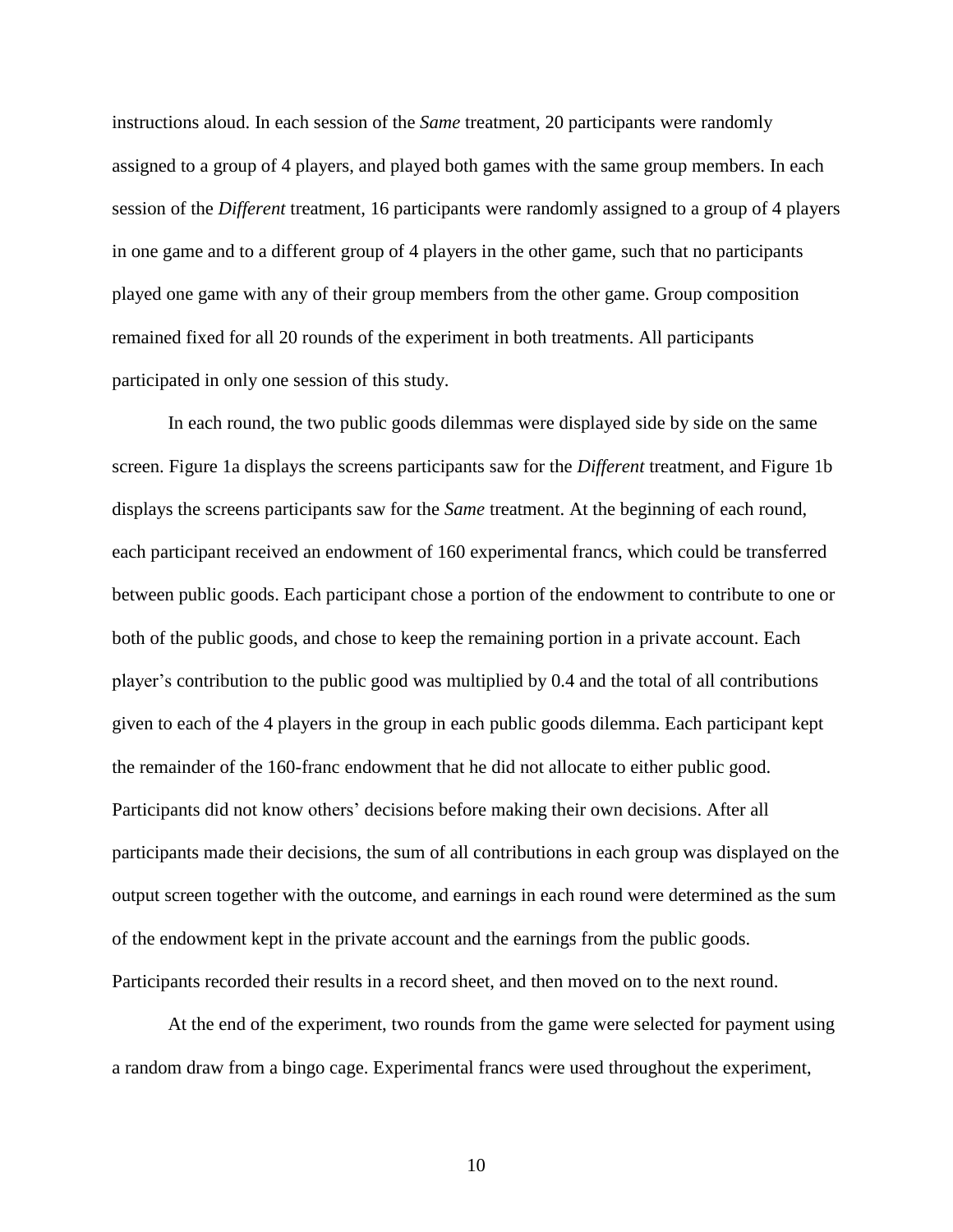instructions aloud. In each session of the *Same* treatment, 20 participants were randomly assigned to a group of 4 players, and played both games with the same group members. In each session of the *Different* treatment, 16 participants were randomly assigned to a group of 4 players in one game and to a different group of 4 players in the other game, such that no participants played one game with any of their group members from the other game. Group composition remained fixed for all 20 rounds of the experiment in both treatments. All participants participated in only one session of this study.

In each round, the two public goods dilemmas were displayed side by side on the same screen. Figure 1a displays the screens participants saw for the *Different* treatment, and Figure 1b displays the screens participants saw for the *Same* treatment. At the beginning of each round, each participant received an endowment of 160 experimental francs, which could be transferred between public goods. Each participant chose a portion of the endowment to contribute to one or both of the public goods, and chose to keep the remaining portion in a private account. Each player's contribution to the public good was multiplied by 0.4 and the total of all contributions given to each of the 4 players in the group in each public goods dilemma. Each participant kept the remainder of the 160-franc endowment that he did not allocate to either public good. Participants did not know others' decisions before making their own decisions. After all participants made their decisions, the sum of all contributions in each group was displayed on the output screen together with the outcome, and earnings in each round were determined as the sum of the endowment kept in the private account and the earnings from the public goods. Participants recorded their results in a record sheet, and then moved on to the next round.

At the end of the experiment, two rounds from the game were selected for payment using a random draw from a bingo cage. Experimental francs were used throughout the experiment,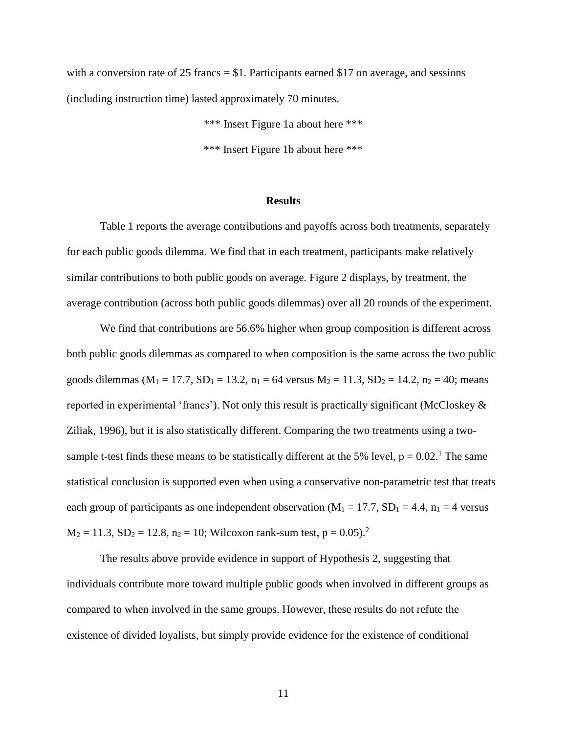with a conversion rate of 25 francs = $1. Participants earned $17 on average, and sessions (including instruction time) lasted approximately 70 minutes.

*** Insert Figure 1a about here ***

*** Insert Figure 1b about here ***

## Results

Table 1 reports the average contributions and payoffs across both treatments, separately for each public goods dilemma. We find that in each treatment, participants make relatively similar contributions to both public goods on average. Figure 2 displays, by treatment, the average contribution (across both public goods dilemmas) over all 20 rounds of the experiment.

We find that contributions are 56.6% higher when group composition is different across both public goods dilemmas as compared to when composition is the same across the two public goods dilemmas ($M_1 = 17.7$, $SD_1 = 13.2$, $n_1 = 64$ versus $M_2 = 11.3$, $SD_2 = 14.2$, $n_2 = 40$; means reported in experimental 'francs'). Not only this result is practically significant (McCloskey & Ziliak, 1996), but it is also statistically different. Comparing the two treatments using a two-sample t-test finds these means to be statistically different at the 5% level, $p = 0.02$.[1] The same statistical conclusion is supported even when using a conservative non-parametric test that treats each group of participants as one independent observation ($M_1 = 17.7$, $SD_1 = 4.4$, $n_1 = 4$ versus $M_2 = 11.3$, $SD_2 = 12.8$, $n_2 = 10$; Wilcoxon rank-sum test, $p = 0.05$).[2]

The results above provide evidence in support of Hypothesis 2, suggesting that individuals contribute more toward multiple public goods when involved in different groups as compared to when involved in the same groups. However, these results do not refute the existence of divided loyalists, but simply provide evidence for the existence of conditional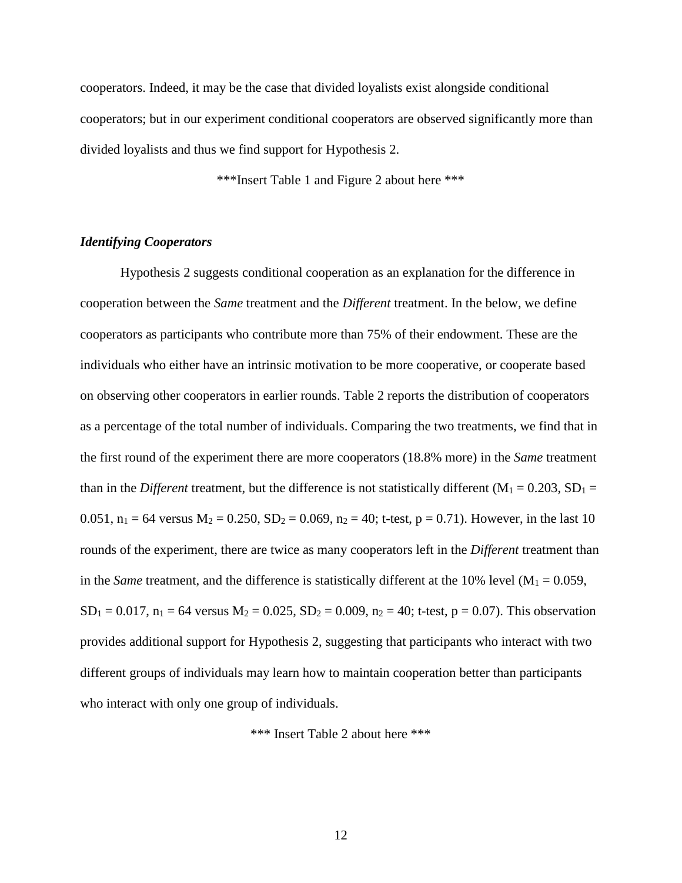cooperators. Indeed, it may be the case that divided loyalists exist alongside conditional cooperators; but in our experiment conditional cooperators are observed significantly more than divided loyalists and thus we find support for Hypothesis 2.

***Insert Table 1 and Figure 2 about here ***

### *Identifying Cooperators*

Hypothesis 2 suggests conditional cooperation as an explanation for the difference in cooperation between the *Same* treatment and the *Different* treatment. In the below, we define cooperators as participants who contribute more than 75% of their endowment. These are the individuals who either have an intrinsic motivation to be more cooperative, or cooperate based on observing other cooperators in earlier rounds. Table 2 reports the distribution of cooperators as a percentage of the total number of individuals. Comparing the two treatments, we find that in the first round of the experiment there are more cooperators (18.8% more) in the *Same* treatment than in the *Different* treatment, but the difference is not statistically different ($M_1 = 0.203$, $SD_1 = 0.051$, $n_1 = 64$ versus $M_2 = 0.250$, $SD_2 = 0.069$, $n_2 = 40$; t-test, $p = 0.71$). However, in the last 10 rounds of the experiment, there are twice as many cooperators left in the *Different* treatment than in the *Same* treatment, and the difference is statistically different at the 10% level ($M_1 = 0.059$, $SD_1 = 0.017$, $n_1 = 64$ versus $M_2 = 0.025$, $SD_2 = 0.009$, $n_2 = 40$; t-test, $p = 0.07$). This observation provides additional support for Hypothesis 2, suggesting that participants who interact with two different groups of individuals may learn how to maintain cooperation better than participants who interact with only one group of individuals.

*** Insert Table 2 about here ***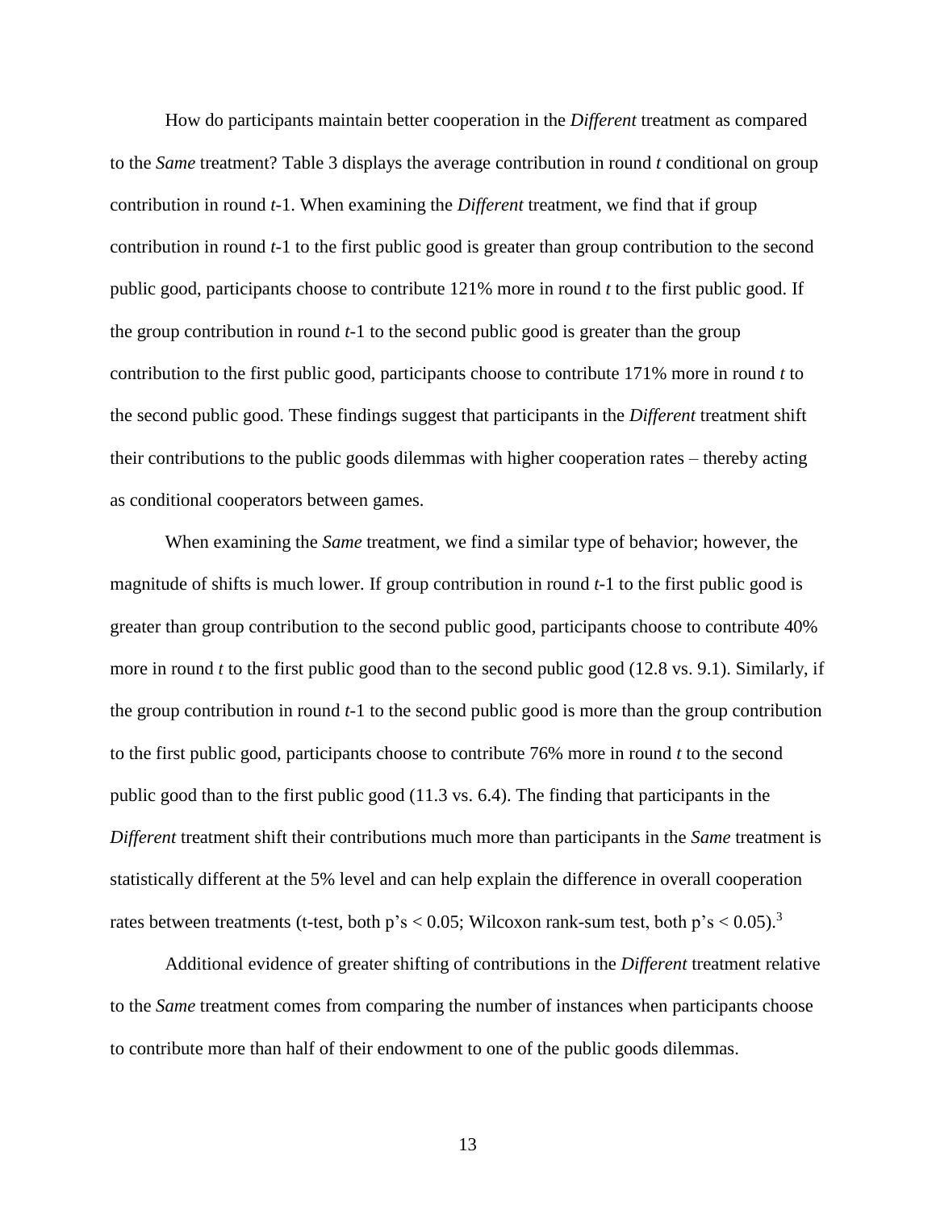How do participants maintain better cooperation in the *Different* treatment as compared to the *Same* treatment? Table 3 displays the average contribution in round *t* conditional on group contribution in round *t*-1. When examining the *Different* treatment, we find that if group contribution in round *t*-1 to the first public good is greater than group contribution to the second public good, participants choose to contribute 121% more in round *t* to the first public good. If the group contribution in round *t*-1 to the second public good is greater than the group contribution to the first public good, participants choose to contribute 171% more in round *t* to the second public good. These findings suggest that participants in the *Different* treatment shift their contributions to the public goods dilemmas with higher cooperation rates – thereby acting as conditional cooperators between games.

When examining the *Same* treatment, we find a similar type of behavior; however, the magnitude of shifts is much lower. If group contribution in round *t*-1 to the first public good is greater than group contribution to the second public good, participants choose to contribute 40% more in round *t* to the first public good than to the second public good (12.8 vs. 9.1). Similarly, if the group contribution in round *t*-1 to the second public good is more than the group contribution to the first public good, participants choose to contribute 76% more in round *t* to the second public good than to the first public good (11.3 vs. 6.4). The finding that participants in the *Different* treatment shift their contributions much more than participants in the *Same* treatment is statistically different at the 5% level and can help explain the difference in overall cooperation rates between treatments (t-test, both p's $< 0.05$; Wilcoxon rank-sum test, both p's $< 0.05$).[3]

Additional evidence of greater shifting of contributions in the *Different* treatment relative to the *Same* treatment comes from comparing the number of instances when participants choose to contribute more than half of their endowment to one of the public goods dilemmas.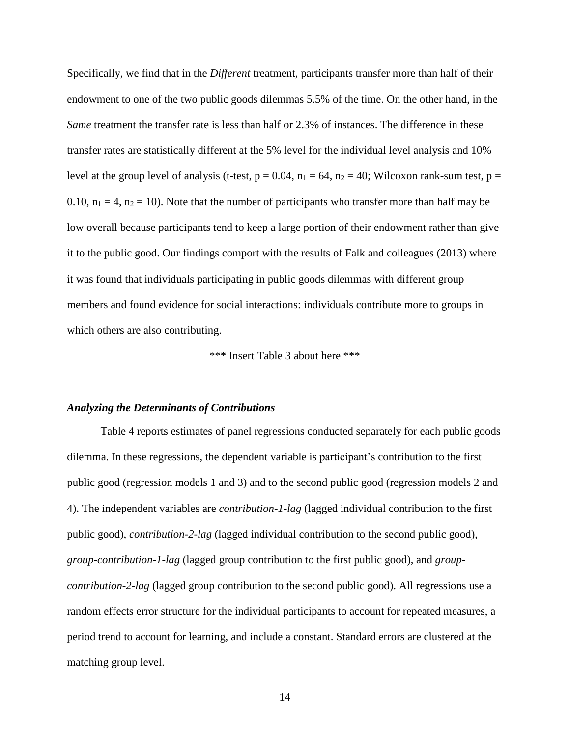Specifically, we find that in the *Different* treatment, participants transfer more than half of their endowment to one of the two public goods dilemmas 5.5% of the time. On the other hand, in the *Same* treatment the transfer rate is less than half or 2.3% of instances. The difference in these transfer rates are statistically different at the 5% level for the individual level analysis and 10% level at the group level of analysis (t-test, $p = 0.04$, $n_1 = 64$, $n_2 = 40$; Wilcoxon rank-sum test, $p = 0.10$, $n_1 = 4$, $n_2 = 10$). Note that the number of participants who transfer more than half may be low overall because participants tend to keep a large portion of their endowment rather than give it to the public good. Our findings comport with the results of Falk and colleagues (2013) where it was found that individuals participating in public goods dilemmas with different group members and found evidence for social interactions: individuals contribute more to groups in which others are also contributing.

*** Insert Table 3 about here ***

### *Analyzing the Determinants of Contributions*

Table 4 reports estimates of panel regressions conducted separately for each public goods dilemma. In these regressions, the dependent variable is participant's contribution to the first public good (regression models 1 and 3) and to the second public good (regression models 2 and 4). The independent variables are *contribution-1-lag* (lagged individual contribution to the first public good), *contribution-2-lag* (lagged individual contribution to the second public good), *group-contribution-1-lag* (lagged group contribution to the first public good), and *group-contribution-2-lag* (lagged group contribution to the second public good). All regressions use a random effects error structure for the individual participants to account for repeated measures, a period trend to account for learning, and include a constant. Standard errors are clustered at the matching group level.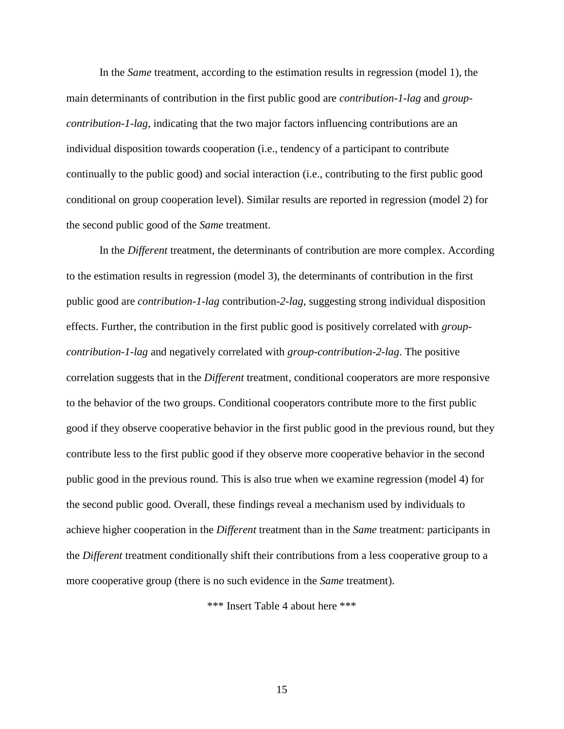In the *Same* treatment, according to the estimation results in regression (model 1), the main determinants of contribution in the first public good are *contribution-1-lag* and *group-contribution-1-lag*, indicating that the two major factors influencing contributions are an individual disposition towards cooperation (i.e., tendency of a participant to contribute continually to the public good) and social interaction (i.e., contributing to the first public good conditional on group cooperation level). Similar results are reported in regression (model 2) for the second public good of the *Same* treatment.

In the *Different* treatment, the determinants of contribution are more complex. According to the estimation results in regression (model 3), the determinants of contribution in the first public good are *contribution-1-lag* contribution-*2-lag*, suggesting strong individual disposition effects. Further, the contribution in the first public good is positively correlated with *group-contribution-1-lag* and negatively correlated with *group-contribution-2-lag*. The positive correlation suggests that in the *Different* treatment, conditional cooperators are more responsive to the behavior of the two groups. Conditional cooperators contribute more to the first public good if they observe cooperative behavior in the first public good in the previous round, but they contribute less to the first public good if they observe more cooperative behavior in the second public good in the previous round. This is also true when we examine regression (model 4) for the second public good. Overall, these findings reveal a mechanism used by individuals to achieve higher cooperation in the *Different* treatment than in the *Same* treatment: participants in the *Different* treatment conditionally shift their contributions from a less cooperative group to a more cooperative group (there is no such evidence in the *Same* treatment).

*** Insert Table 4 about here ***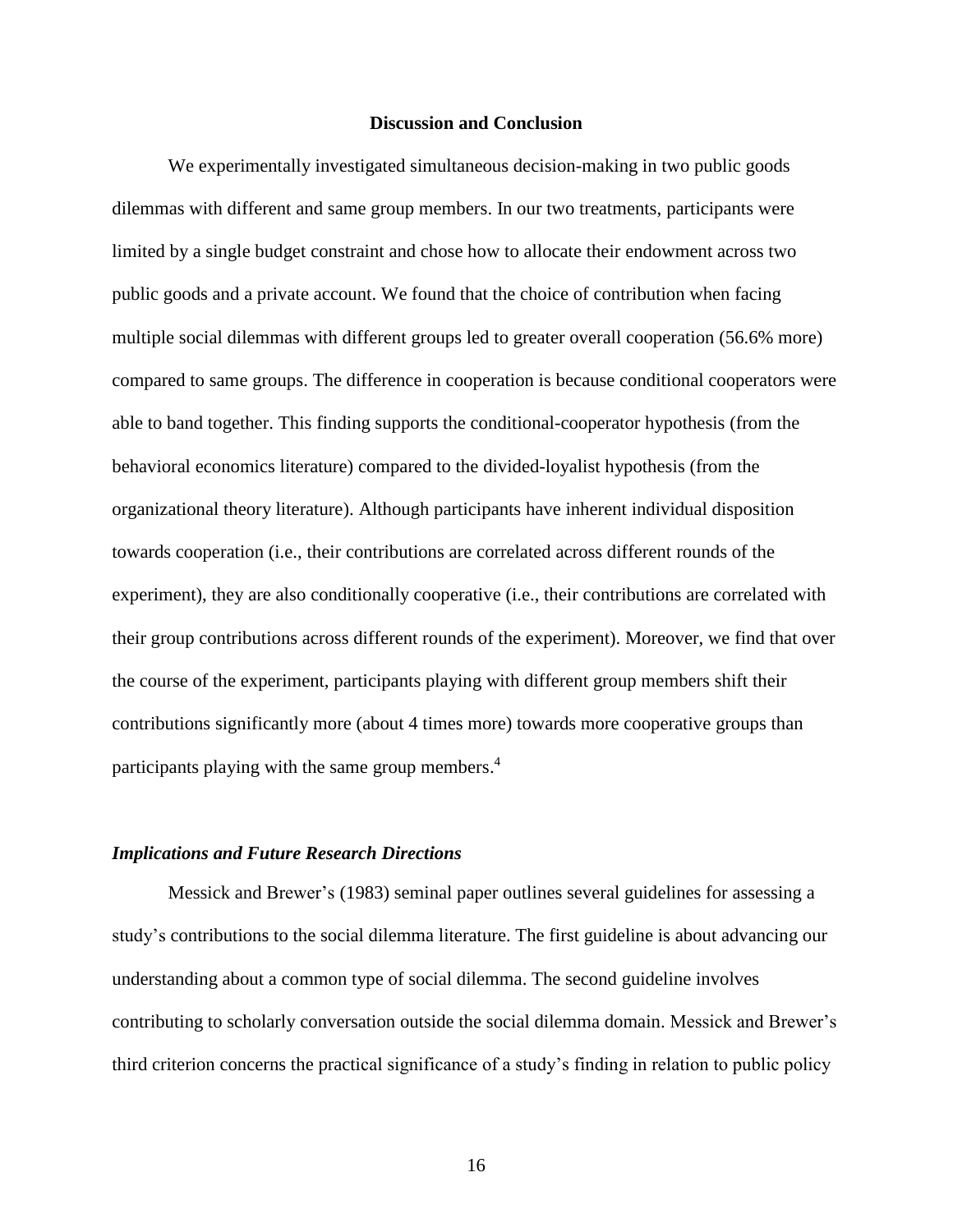## Discussion and Conclusion

We experimentally investigated simultaneous decision-making in two public goods dilemmas with different and same group members. In our two treatments, participants were limited by a single budget constraint and chose how to allocate their endowment across two public goods and a private account. We found that the choice of contribution when facing multiple social dilemmas with different groups led to greater overall cooperation (56.6% more) compared to same groups. The difference in cooperation is because conditional cooperators were able to band together. This finding supports the conditional-cooperator hypothesis (from the behavioral economics literature) compared to the divided-loyalist hypothesis (from the organizational theory literature). Although participants have inherent individual disposition towards cooperation (i.e., their contributions are correlated across different rounds of the experiment), they are also conditionally cooperative (i.e., their contributions are correlated with their group contributions across different rounds of the experiment). Moreover, we find that over the course of the experiment, participants playing with different group members shift their contributions significantly more (about 4 times more) towards more cooperative groups than participants playing with the same group members.[4]

### *Implications and Future Research Directions*

Messick and Brewer's (1983) seminal paper outlines several guidelines for assessing a study's contributions to the social dilemma literature. The first guideline is about advancing our understanding about a common type of social dilemma. The second guideline involves contributing to scholarly conversation outside the social dilemma domain. Messick and Brewer's third criterion concerns the practical significance of a study's finding in relation to public policy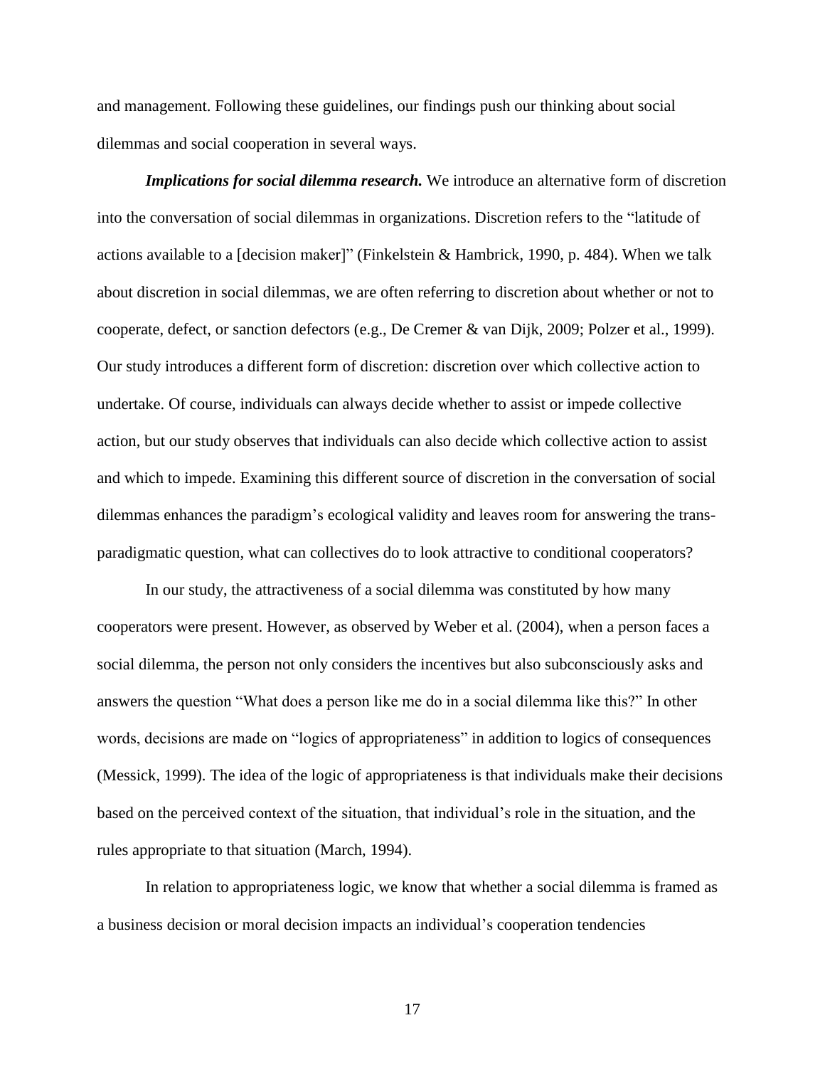and management. Following these guidelines, our findings push our thinking about social dilemmas and social cooperation in several ways.

***Implications for social dilemma research.*** We introduce an alternative form of discretion into the conversation of social dilemmas in organizations. Discretion refers to the "latitude of actions available to a [decision maker]" (Finkelstein & Hambrick, 1990, p. 484). When we talk about discretion in social dilemmas, we are often referring to discretion about whether or not to cooperate, defect, or sanction defectors (e.g., De Cremer & van Dijk, 2009; Polzer et al., 1999). Our study introduces a different form of discretion: discretion over which collective action to undertake. Of course, individuals can always decide whether to assist or impede collective action, but our study observes that individuals can also decide which collective action to assist and which to impede. Examining this different source of discretion in the conversation of social dilemmas enhances the paradigm's ecological validity and leaves room for answering the trans-paradigmatic question, what can collectives do to look attractive to conditional cooperators?

In our study, the attractiveness of a social dilemma was constituted by how many cooperators were present. However, as observed by Weber et al. (2004), when a person faces a social dilemma, the person not only considers the incentives but also subconsciously asks and answers the question "What does a person like me do in a social dilemma like this?" In other words, decisions are made on "logics of appropriateness" in addition to logics of consequences (Messick, 1999). The idea of the logic of appropriateness is that individuals make their decisions based on the perceived context of the situation, that individual's role in the situation, and the rules appropriate to that situation (March, 1994).

In relation to appropriateness logic, we know that whether a social dilemma is framed as a business decision or moral decision impacts an individual's cooperation tendencies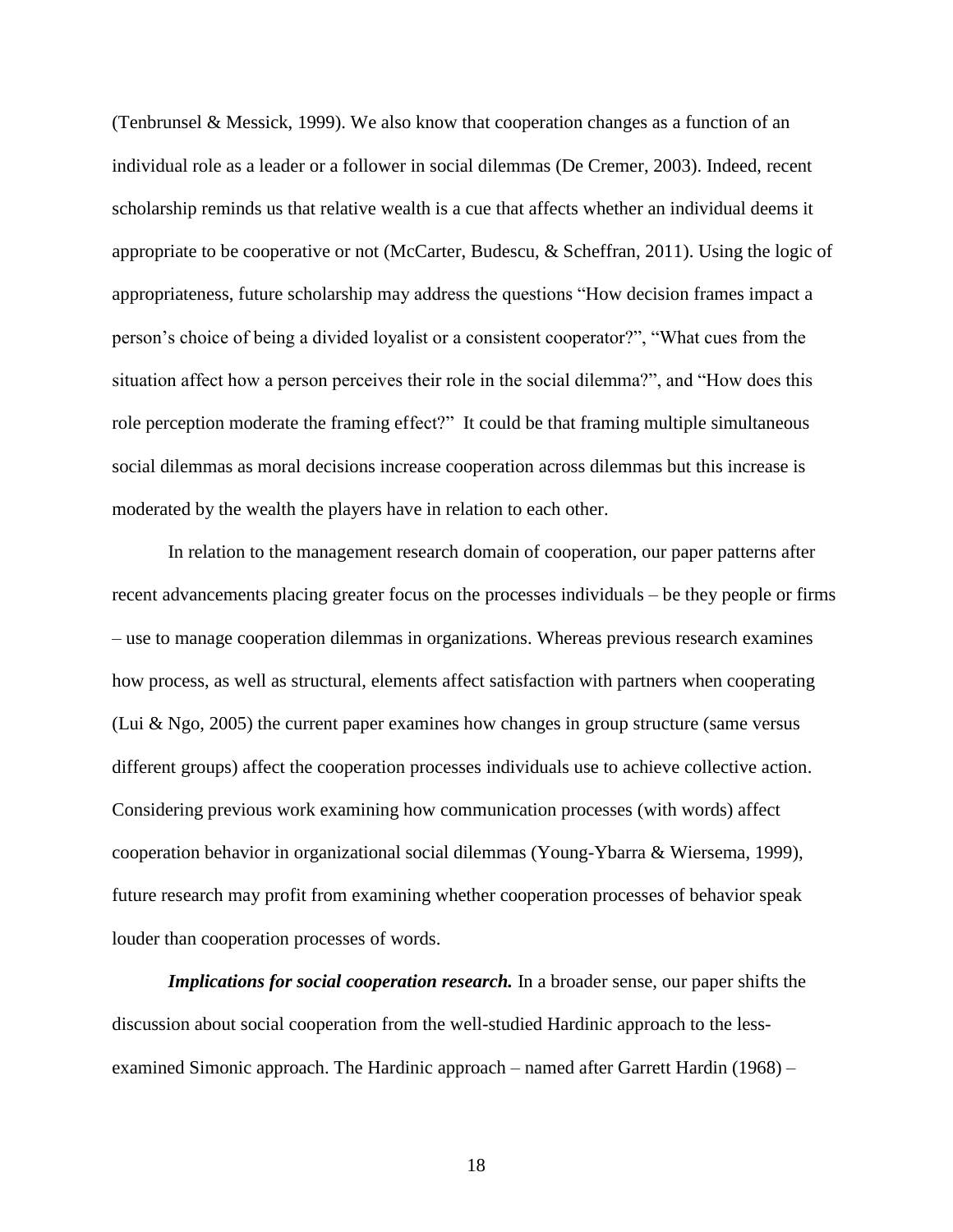(Tenbrunsel & Messick, 1999). We also know that cooperation changes as a function of an individual role as a leader or a follower in social dilemmas (De Cremer, 2003). Indeed, recent scholarship reminds us that relative wealth is a cue that affects whether an individual deems it appropriate to be cooperative or not (McCarter, Budescu, & Scheffran, 2011). Using the logic of appropriateness, future scholarship may address the questions "How decision frames impact a person's choice of being a divided loyalist or a consistent cooperator?", "What cues from the situation affect how a person perceives their role in the social dilemma?", and "How does this role perception moderate the framing effect?" It could be that framing multiple simultaneous social dilemmas as moral decisions increase cooperation across dilemmas but this increase is moderated by the wealth the players have in relation to each other.

In relation to the management research domain of cooperation, our paper patterns after recent advancements placing greater focus on the processes individuals – be they people or firms – use to manage cooperation dilemmas in organizations. Whereas previous research examines how process, as well as structural, elements affect satisfaction with partners when cooperating (Lui & Ngo, 2005) the current paper examines how changes in group structure (same versus different groups) affect the cooperation processes individuals use to achieve collective action. Considering previous work examining how communication processes (with words) affect cooperation behavior in organizational social dilemmas (Young-Ybarra & Wiersema, 1999), future research may profit from examining whether cooperation processes of behavior speak louder than cooperation processes of words.

***Implications for social cooperation research.*** In a broader sense, our paper shifts the discussion about social cooperation from the well-studied Hardinic approach to the less-examined Simonic approach. The Hardinic approach – named after Garrett Hardin (1968) –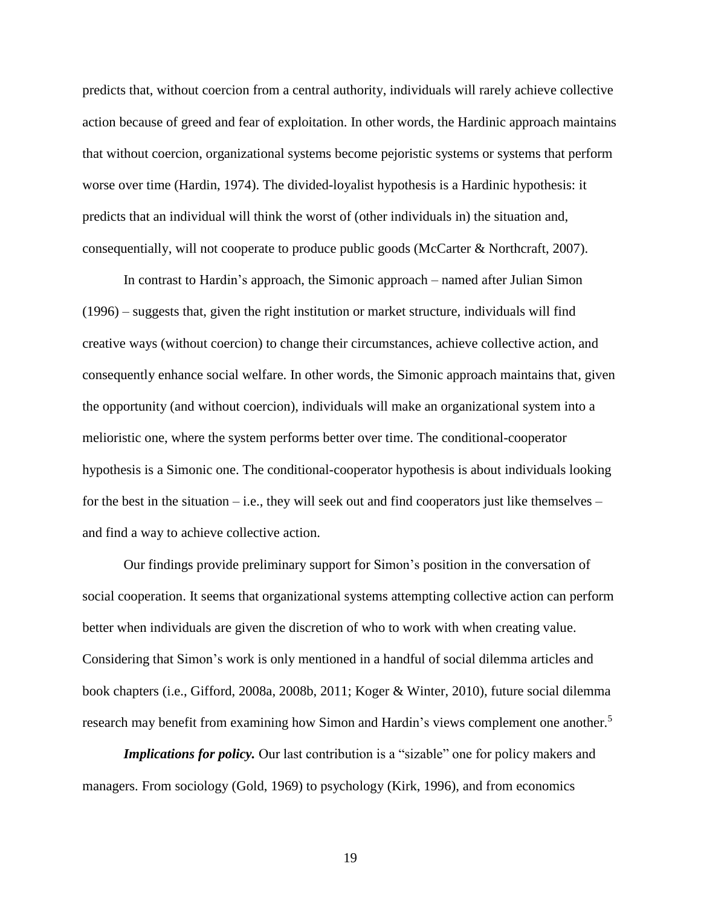predicts that, without coercion from a central authority, individuals will rarely achieve collective action because of greed and fear of exploitation. In other words, the Hardinic approach maintains that without coercion, organizational systems become pejoristic systems or systems that perform worse over time (Hardin, 1974). The divided-loyalist hypothesis is a Hardinic hypothesis: it predicts that an individual will think the worst of (other individuals in) the situation and, consequentially, will not cooperate to produce public goods (McCarter & Northcraft, 2007).

In contrast to Hardin's approach, the Simonic approach – named after Julian Simon (1996) – suggests that, given the right institution or market structure, individuals will find creative ways (without coercion) to change their circumstances, achieve collective action, and consequently enhance social welfare. In other words, the Simonic approach maintains that, given the opportunity (and without coercion), individuals will make an organizational system into a melioristic one, where the system performs better over time. The conditional-cooperator hypothesis is a Simonic one. The conditional-cooperator hypothesis is about individuals looking for the best in the situation – i.e., they will seek out and find cooperators just like themselves – and find a way to achieve collective action.

Our findings provide preliminary support for Simon's position in the conversation of social cooperation. It seems that organizational systems attempting collective action can perform better when individuals are given the discretion of who to work with when creating value. Considering that Simon's work is only mentioned in a handful of social dilemma articles and book chapters (i.e., Gifford, 2008a, 2008b, 2011; Koger & Winter, 2010), future social dilemma research may benefit from examining how Simon and Hardin's views complement one another.[5]

***Implications for policy.*** Our last contribution is a "sizable" one for policy makers and managers. From sociology (Gold, 1969) to psychology (Kirk, 1996), and from economics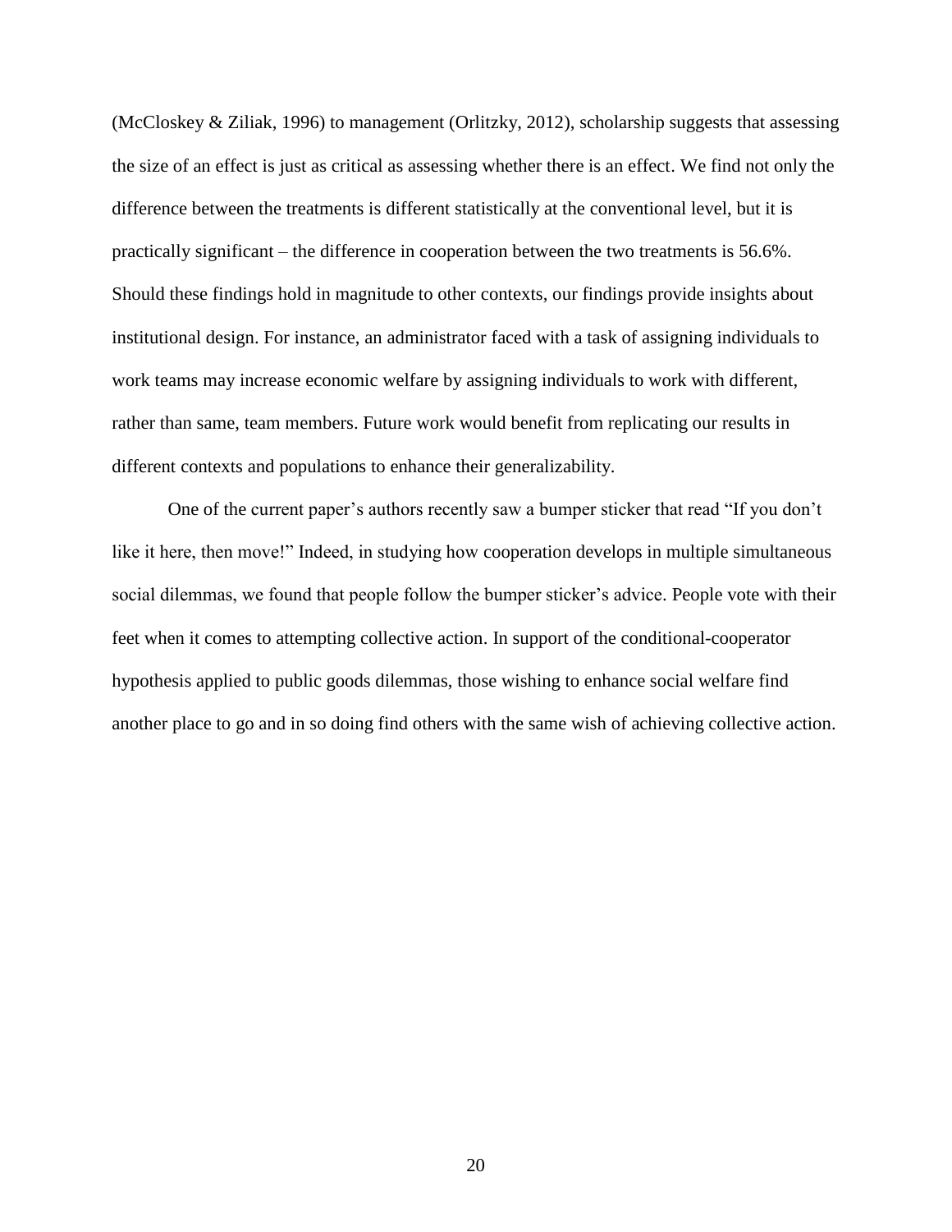(McCloskey & Ziliak, 1996) to management (Orlitzky, 2012), scholarship suggests that assessing the size of an effect is just as critical as assessing whether there is an effect. We find not only the difference between the treatments is different statistically at the conventional level, but it is practically significant – the difference in cooperation between the two treatments is 56.6%. Should these findings hold in magnitude to other contexts, our findings provide insights about institutional design. For instance, an administrator faced with a task of assigning individuals to work teams may increase economic welfare by assigning individuals to work with different, rather than same, team members. Future work would benefit from replicating our results in different contexts and populations to enhance their generalizability.

One of the current paper's authors recently saw a bumper sticker that read "If you don't like it here, then move!" Indeed, in studying how cooperation develops in multiple simultaneous social dilemmas, we found that people follow the bumper sticker's advice. People vote with their feet when it comes to attempting collective action. In support of the conditional-cooperator hypothesis applied to public goods dilemmas, those wishing to enhance social welfare find another place to go and in so doing find others with the same wish of achieving collective action.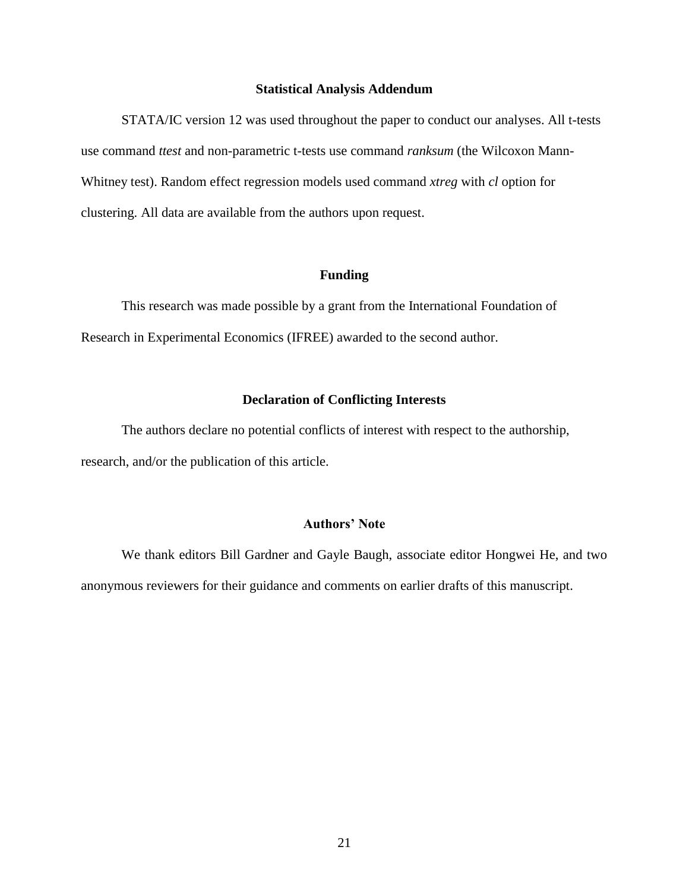## Statistical Analysis Addendum

STATA/IC version 12 was used throughout the paper to conduct our analyses. All t-tests use command *ttest* and non-parametric t-tests use command *ranksum* (the Wilcoxon Mann-Whitney test). Random effect regression models used command *xtreg* with *cl* option for clustering. All data are available from the authors upon request.

## Funding

This research was made possible by a grant from the International Foundation of Research in Experimental Economics (IFREE) awarded to the second author.

## Declaration of Conflicting Interests

The authors declare no potential conflicts of interest with respect to the authorship, research, and/or the publication of this article.

## Authors' Note

We thank editors Bill Gardner and Gayle Baugh, associate editor Hongwei He, and two anonymous reviewers for their guidance and comments on earlier drafts of this manuscript.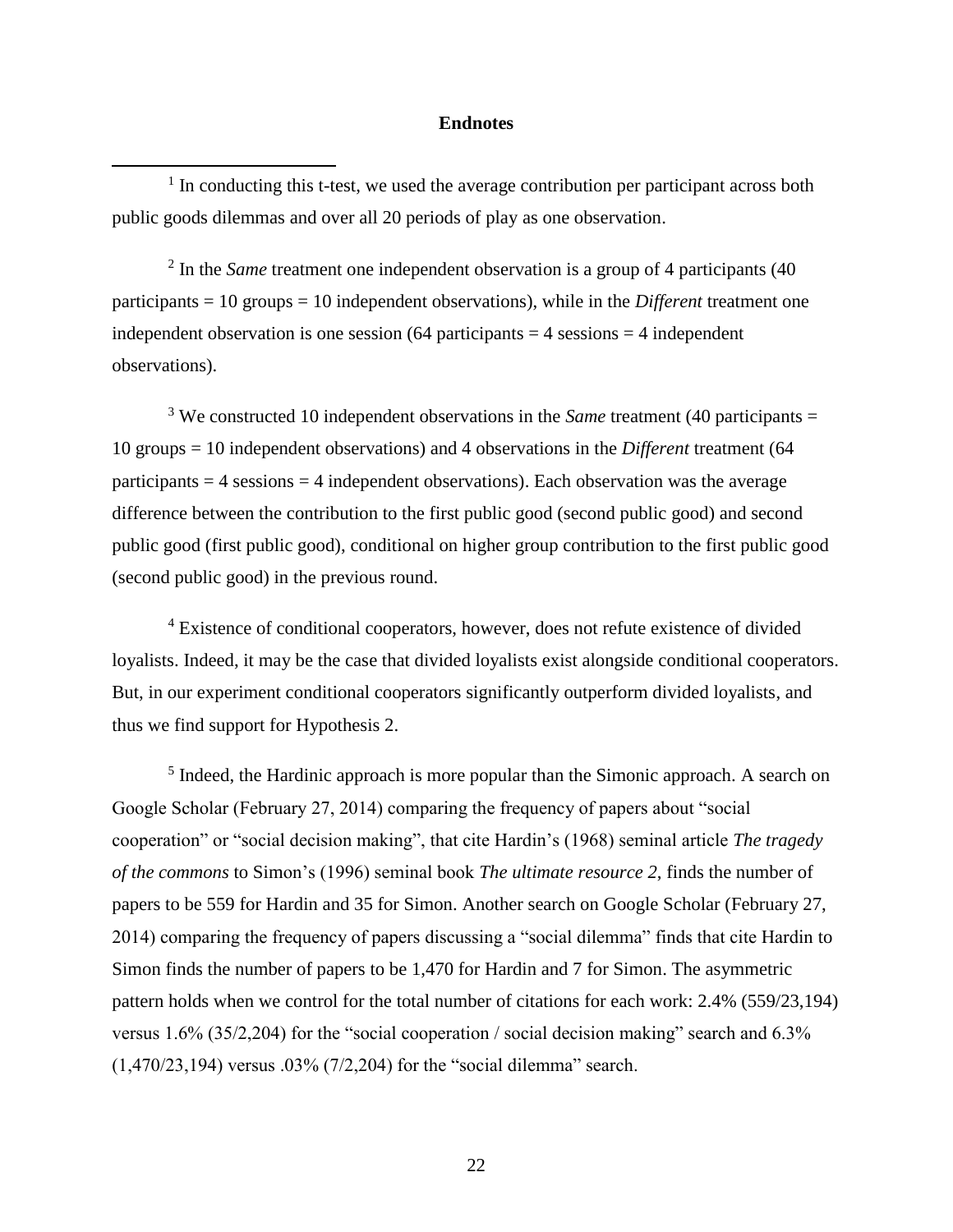## Endnotes

[1] In conducting this t-test, we used the average contribution per participant across both public goods dilemmas and over all 20 periods of play as one observation.

[2] In the *Same* treatment one independent observation is a group of 4 participants (40 participants = 10 groups = 10 independent observations), while in the *Different* treatment one independent observation is one session (64 participants = 4 sessions = 4 independent observations).

[3] We constructed 10 independent observations in the *Same* treatment (40 participants = 10 groups = 10 independent observations) and 4 observations in the *Different* treatment (64 participants = 4 sessions = 4 independent observations). Each observation was the average difference between the contribution to the first public good (second public good) and second public good (first public good), conditional on higher group contribution to the first public good (second public good) in the previous round.

[4] Existence of conditional cooperators, however, does not refute existence of divided loyalists. Indeed, it may be the case that divided loyalists exist alongside conditional cooperators. But, in our experiment conditional cooperators significantly outperform divided loyalists, and thus we find support for Hypothesis 2.

[5] Indeed, the Hardinic approach is more popular than the Simonic approach. A search on Google Scholar (February 27, 2014) comparing the frequency of papers about "social cooperation" or "social decision making", that cite Hardin's (1968) seminal article *The tragedy of the commons* to Simon's (1996) seminal book *The ultimate resource 2*, finds the number of papers to be 559 for Hardin and 35 for Simon. Another search on Google Scholar (February 27, 2014) comparing the frequency of papers discussing a "social dilemma" finds that cite Hardin to Simon finds the number of papers to be 1,470 for Hardin and 7 for Simon. The asymmetric pattern holds when we control for the total number of citations for each work: 2.4% (559/23,194) versus 1.6% (35/2,204) for the "social cooperation / social decision making" search and 6.3% (1,470/23,194) versus .03% (7/2,204) for the "social dilemma" search.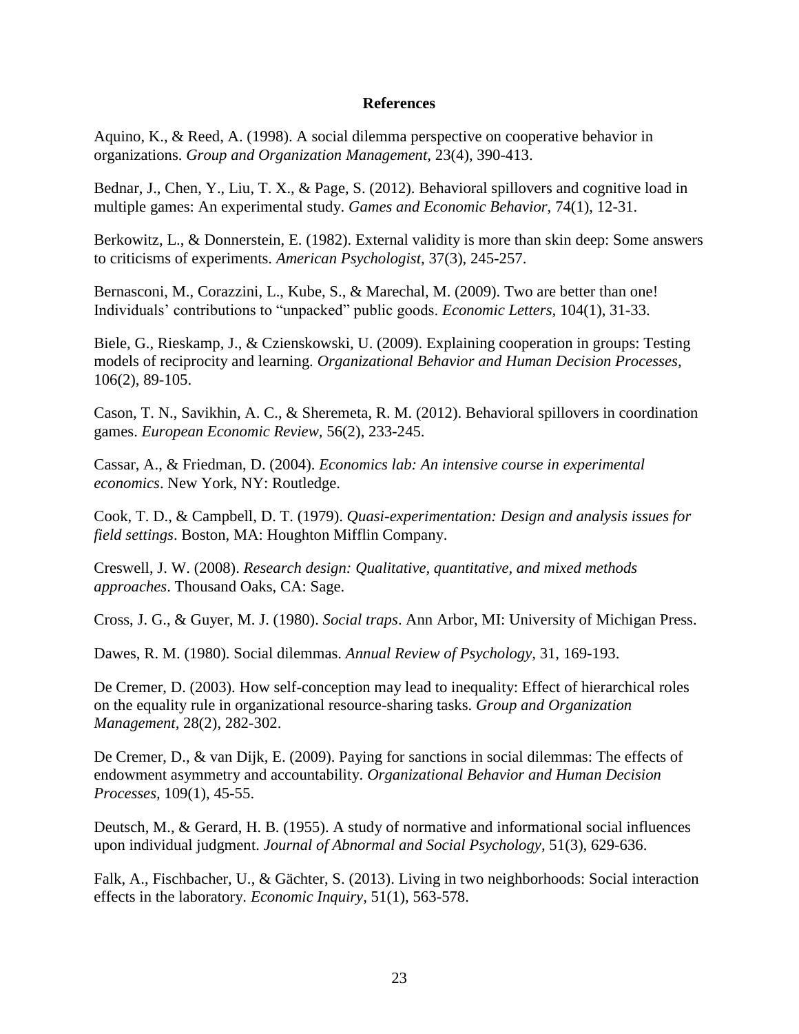# References

Aquino, K., & Reed, A. (1998). A social dilemma perspective on cooperative behavior in organizations. *Group and Organization Management,* 23(4), 390-413.

Bednar, J., Chen, Y., Liu, T. X., & Page, S. (2012). Behavioral spillovers and cognitive load in multiple games: An experimental study. *Games and Economic Behavior,* 74(1), 12-31.

Berkowitz, L., & Donnerstein, E. (1982). External validity is more than skin deep: Some answers to criticisms of experiments. *American Psychologist,* 37(3), 245-257.

Bernasconi, M., Corazzini, L., Kube, S., & Marechal, M. (2009). Two are better than one! Individuals' contributions to "unpacked" public goods. *Economic Letters,* 104(1), 31-33.

Biele, G., Rieskamp, J., & Czienskowski, U. (2009). Explaining cooperation in groups: Testing models of reciprocity and learning. *Organizational Behavior and Human Decision Processes,* 106(2), 89-105.

Cason, T. N., Savikhin, A. C., & Sheremeta, R. M. (2012). Behavioral spillovers in coordination games. *European Economic Review,* 56(2), 233-245.

Cassar, A., & Friedman, D. (2004). *Economics lab: An intensive course in experimental economics*. New York, NY: Routledge.

Cook, T. D., & Campbell, D. T. (1979). *Quasi-experimentation: Design and analysis issues for field settings*. Boston, MA: Houghton Mifflin Company.

Creswell, J. W. (2008). *Research design: Qualitative, quantitative, and mixed methods approaches*. Thousand Oaks, CA: Sage.

Cross, J. G., & Guyer, M. J. (1980). *Social traps*. Ann Arbor, MI: University of Michigan Press.

Dawes, R. M. (1980). Social dilemmas. *Annual Review of Psychology,* 31, 169-193.

De Cremer, D. (2003). How self-conception may lead to inequality: Effect of hierarchical roles on the equality rule in organizational resource-sharing tasks. *Group and Organization Management,* 28(2), 282-302.

De Cremer, D., & van Dijk, E. (2009). Paying for sanctions in social dilemmas: The effects of endowment asymmetry and accountability. *Organizational Behavior and Human Decision Processes,* 109(1), 45-55.

Deutsch, M., & Gerard, H. B. (1955). A study of normative and informational social influences upon individual judgment. *Journal of Abnormal and Social Psychology,* 51(3), 629-636.

Falk, A., Fischbacher, U., & Gächter, S. (2013). Living in two neighborhoods: Social interaction effects in the laboratory. *Economic Inquiry,* 51(1), 563-578.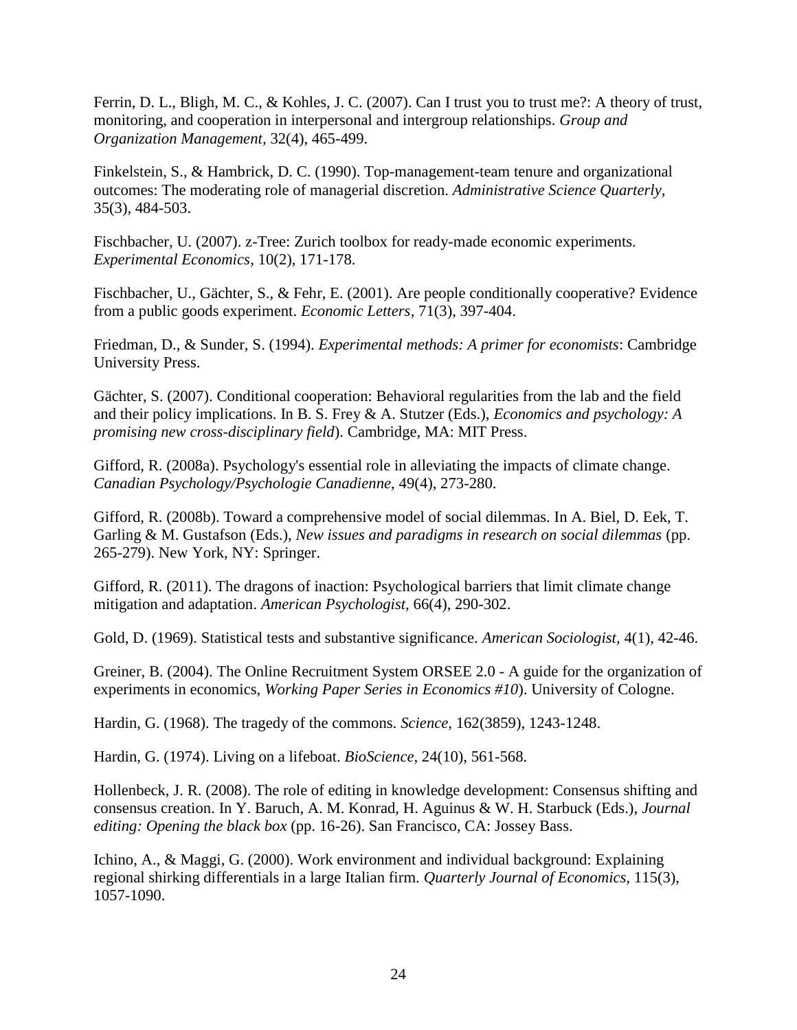Ferrin, D. L., Bligh, M. C., & Kohles, J. C. (2007). Can I trust you to trust me?: A theory of trust, monitoring, and cooperation in interpersonal and intergroup relationships. *Group and Organization Management*, 32(4), 465-499.

Finkelstein, S., & Hambrick, D. C. (1990). Top-management-team tenure and organizational outcomes: The moderating role of managerial discretion. *Administrative Science Quarterly*, 35(3), 484-503.

Fischbacher, U. (2007). z-Tree: Zurich toolbox for ready-made economic experiments. *Experimental Economics*, 10(2), 171-178.

Fischbacher, U., Gächter, S., & Fehr, E. (2001). Are people conditionally cooperative? Evidence from a public goods experiment. *Economic Letters*, 71(3), 397-404.

Friedman, D., & Sunder, S. (1994). *Experimental methods: A primer for economists*: Cambridge University Press.

Gächter, S. (2007). Conditional cooperation: Behavioral regularities from the lab and the field and their policy implications. In B. S. Frey & A. Stutzer (Eds.), *Economics and psychology: A promising new cross-disciplinary field*). Cambridge, MA: MIT Press.

Gifford, R. (2008a). Psychology's essential role in alleviating the impacts of climate change. *Canadian Psychology/Psychologie Canadienne*, 49(4), 273-280.

Gifford, R. (2008b). Toward a comprehensive model of social dilemmas. In A. Biel, D. Eek, T. Garling & M. Gustafson (Eds.), *New issues and paradigms in research on social dilemmas* (pp. 265-279). New York, NY: Springer.

Gifford, R. (2011). The dragons of inaction: Psychological barriers that limit climate change mitigation and adaptation. *American Psychologist*, 66(4), 290-302.

Gold, D. (1969). Statistical tests and substantive significance. *American Sociologist*, 4(1), 42-46.

Greiner, B. (2004). The Online Recruitment System ORSEE 2.0 - A guide for the organization of experiments in economics, *Working Paper Series in Economics #10*). University of Cologne.

Hardin, G. (1968). The tragedy of the commons. *Science*, 162(3859), 1243-1248.

Hardin, G. (1974). Living on a lifeboat. *BioScience*, 24(10), 561-568.

Hollenbeck, J. R. (2008). The role of editing in knowledge development: Consensus shifting and consensus creation. In Y. Baruch, A. M. Konrad, H. Aguinus & W. H. Starbuck (Eds.), *Journal editing: Opening the black box* (pp. 16-26). San Francisco, CA: Jossey Bass.

Ichino, A., & Maggi, G. (2000). Work environment and individual background: Explaining regional shirking differentials in a large Italian firm. *Quarterly Journal of Economics*, 115(3), 1057-1090.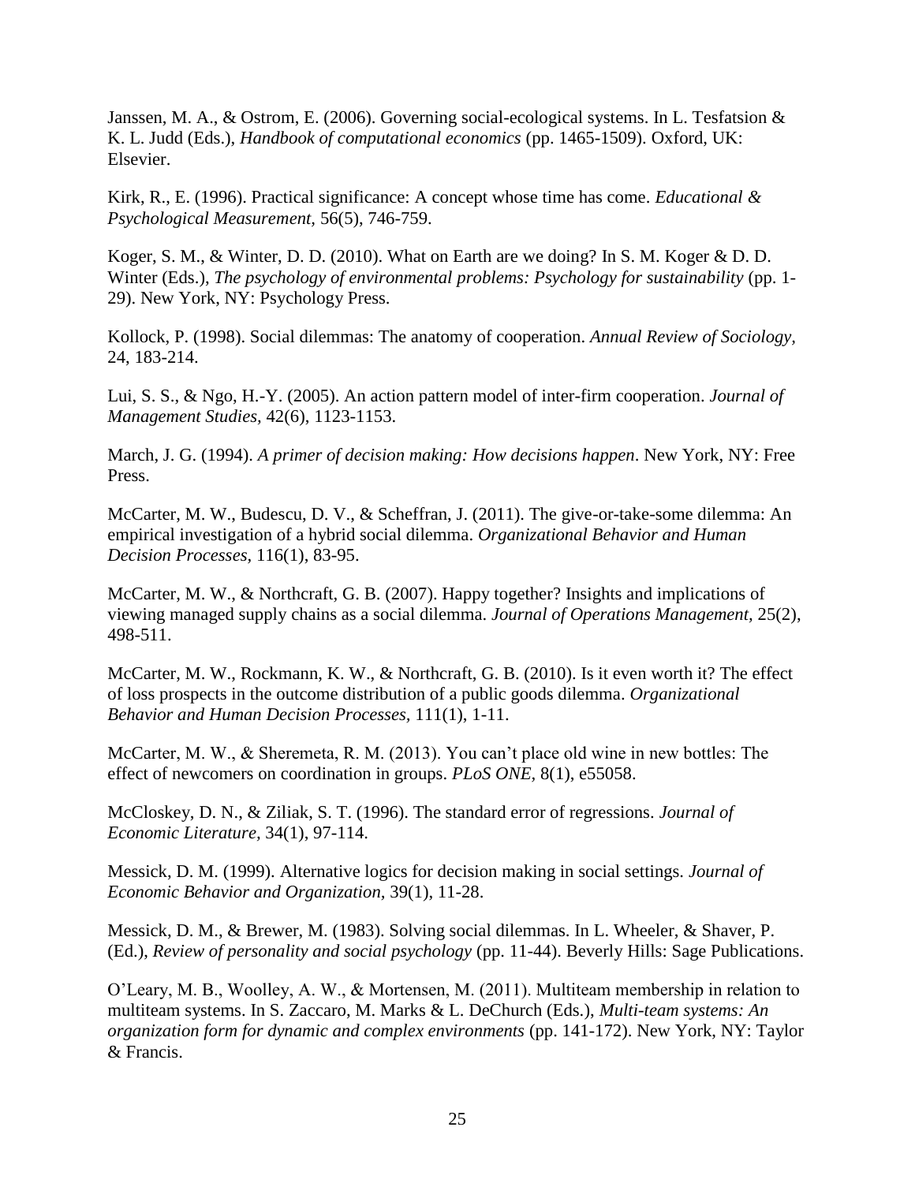Janssen, M. A., & Ostrom, E. (2006). Governing social-ecological systems. In L. Tesfatsion & K. L. Judd (Eds.), *Handbook of computational economics* (pp. 1465-1509). Oxford, UK: Elsevier.

Kirk, R., E. (1996). Practical significance: A concept whose time has come. *Educational & Psychological Measurement,* 56(5), 746-759.

Koger, S. M., & Winter, D. D. (2010). What on Earth are we doing? In S. M. Koger & D. D. Winter (Eds.), *The psychology of environmental problems: Psychology for sustainability* (pp. 1-29). New York, NY: Psychology Press.

Kollock, P. (1998). Social dilemmas: The anatomy of cooperation. *Annual Review of Sociology,* 24, 183-214.

Lui, S. S., & Ngo, H.-Y. (2005). An action pattern model of inter-firm cooperation. *Journal of Management Studies,* 42(6), 1123-1153.

March, J. G. (1994). *A primer of decision making: How decisions happen*. New York, NY: Free Press.

McCarter, M. W., Budescu, D. V., & Scheffran, J. (2011). The give-or-take-some dilemma: An empirical investigation of a hybrid social dilemma. *Organizational Behavior and Human Decision Processes,* 116(1), 83-95.

McCarter, M. W., & Northcraft, G. B. (2007). Happy together? Insights and implications of viewing managed supply chains as a social dilemma. *Journal of Operations Management,* 25(2), 498-511.

McCarter, M. W., Rockmann, K. W., & Northcraft, G. B. (2010). Is it even worth it? The effect of loss prospects in the outcome distribution of a public goods dilemma. *Organizational Behavior and Human Decision Processes,* 111(1), 1-11.

McCarter, M. W., & Sheremeta, R. M. (2013). You can't place old wine in new bottles: The effect of newcomers on coordination in groups. *PLoS ONE,* 8(1), e55058.

McCloskey, D. N., & Ziliak, S. T. (1996). The standard error of regressions. *Journal of Economic Literature,* 34(1), 97-114.

Messick, D. M. (1999). Alternative logics for decision making in social settings. *Journal of Economic Behavior and Organization,* 39(1), 11-28.

Messick, D. M., & Brewer, M. (1983). Solving social dilemmas. In L. Wheeler, & Shaver, P. (Ed.), *Review of personality and social psychology* (pp. 11-44). Beverly Hills: Sage Publications.

O'Leary, M. B., Woolley, A. W., & Mortensen, M. (2011). Multiteam membership in relation to multiteam systems. In S. Zaccaro, M. Marks & L. DeChurch (Eds.), *Multi-team systems: An organization form for dynamic and complex environments* (pp. 141-172). New York, NY: Taylor & Francis.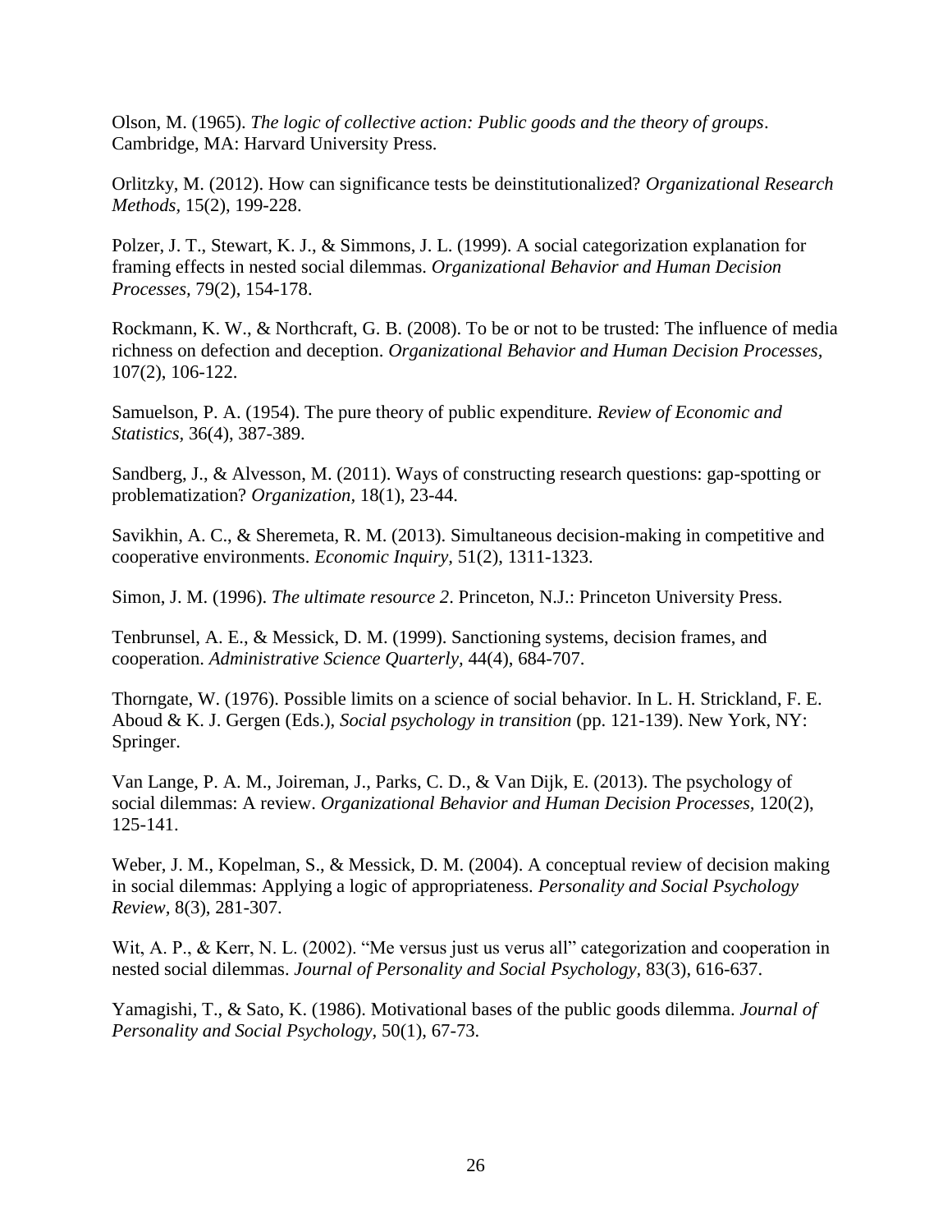Olson, M. (1965). *The logic of collective action: Public goods and the theory of groups*. Cambridge, MA: Harvard University Press.

Orlitzky, M. (2012). How can significance tests be deinstitutionalized? *Organizational Research Methods*, 15(2), 199-228.

Polzer, J. T., Stewart, K. J., & Simmons, J. L. (1999). A social categorization explanation for framing effects in nested social dilemmas. *Organizational Behavior and Human Decision Processes*, 79(2), 154-178.

Rockmann, K. W., & Northcraft, G. B. (2008). To be or not to be trusted: The influence of media richness on defection and deception. *Organizational Behavior and Human Decision Processes*, 107(2), 106-122.

Samuelson, P. A. (1954). The pure theory of public expenditure. *Review of Economic and Statistics*, 36(4), 387-389.

Sandberg, J., & Alvesson, M. (2011). Ways of constructing research questions: gap-spotting or problematization? *Organization*, 18(1), 23-44.

Savikhin, A. C., & Sheremeta, R. M. (2013). Simultaneous decision-making in competitive and cooperative environments. *Economic Inquiry*, 51(2), 1311-1323.

Simon, J. M. (1996). *The ultimate resource 2*. Princeton, N.J.: Princeton University Press.

Tenbrunsel, A. E., & Messick, D. M. (1999). Sanctioning systems, decision frames, and cooperation. *Administrative Science Quarterly*, 44(4), 684-707.

Thorngate, W. (1976). Possible limits on a science of social behavior. In L. H. Strickland, F. E. Aboud & K. J. Gergen (Eds.), *Social psychology in transition* (pp. 121-139). New York, NY: Springer.

Van Lange, P. A. M., Joireman, J., Parks, C. D., & Van Dijk, E. (2013). The psychology of social dilemmas: A review. *Organizational Behavior and Human Decision Processes*, 120(2), 125-141.

Weber, J. M., Kopelman, S., & Messick, D. M. (2004). A conceptual review of decision making in social dilemmas: Applying a logic of appropriateness. *Personality and Social Psychology Review*, 8(3), 281-307.

Wit, A. P., & Kerr, N. L. (2002). "Me versus just us verus all" categorization and cooperation in nested social dilemmas. *Journal of Personality and Social Psychology*, 83(3), 616-637.

Yamagishi, T., & Sato, K. (1986). Motivational bases of the public goods dilemma. *Journal of Personality and Social Psychology*, 50(1), 67-73.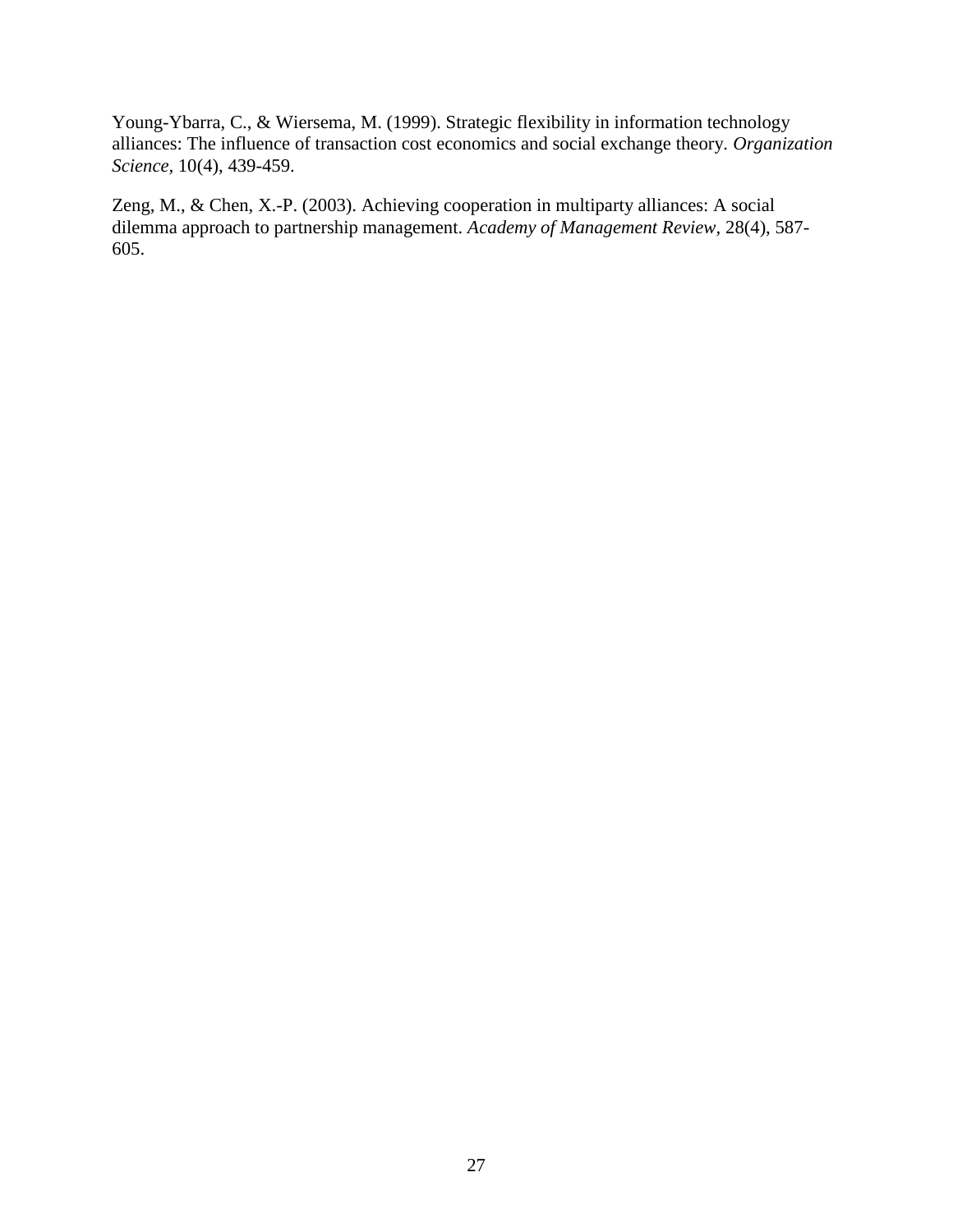Young-Ybarra, C., & Wiersema, M. (1999). Strategic flexibility in information technology alliances: The influence of transaction cost economics and social exchange theory. *Organization Science*, 10(4), 439-459.

Zeng, M., & Chen, X.-P. (2003). Achieving cooperation in multiparty alliances: A social dilemma approach to partnership management. *Academy of Management Review*, 28(4), 587-605.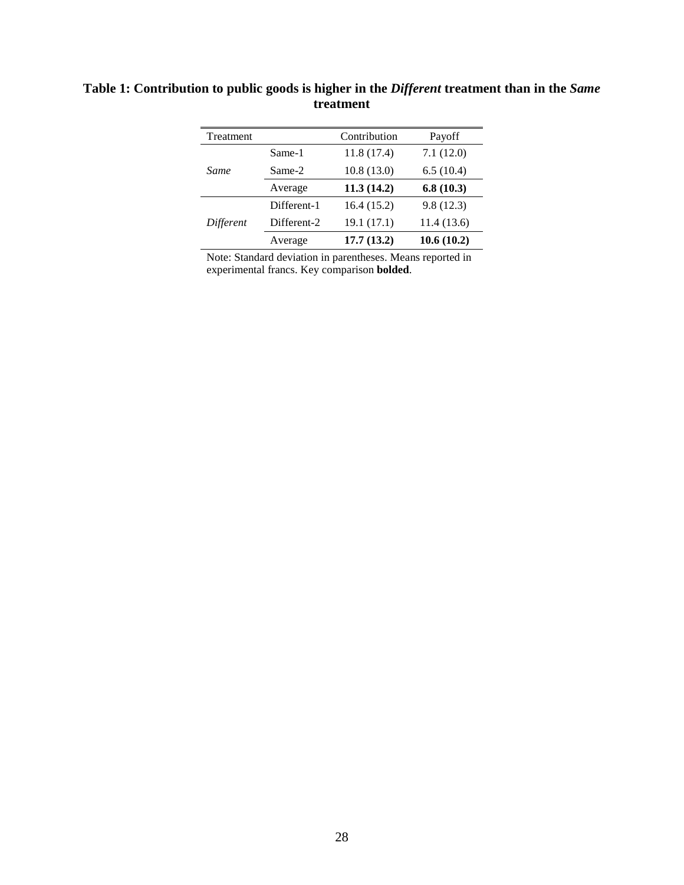**Table 1: Contribution to public goods is higher in the *Different* treatment than in the *Same* treatment**

| Treatment | | Contribution | Payoff |
|---|---|---|---|
| *Same* | Same-1 | 11.8 (17.4) | 7.1 (12.0) |
| | Same-2 | 10.8 (13.0) | 6.5 (10.4) |
| | Average | **11.3 (14.2)** | **6.8 (10.3)** |
| *Different* | Different-1 | 16.4 (15.2) | 9.8 (12.3) |
| | Different-2 | 19.1 (17.1) | 11.4 (13.6) |
| | Average | **17.7 (13.2)** | **10.6 (10.2)** |

Note: Standard deviation in parentheses. Means reported in experimental francs. Key comparison **bolded**.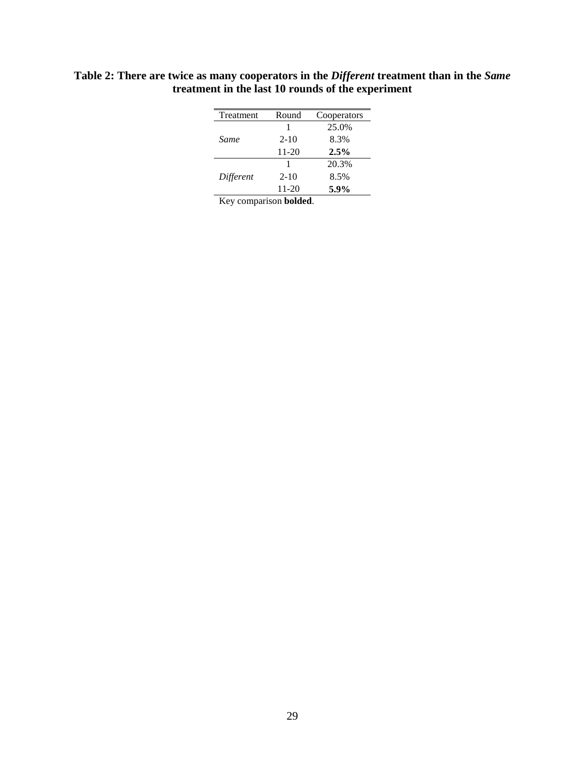**Table 2: There are twice as many cooperators in the *Different* treatment than in the *Same* treatment in the last 10 rounds of the experiment**

| Treatment | Round | Cooperators |
|---|---|---|
| *Same* | 1 | 25.0% |
| | 2-10 | 8.3% |
| | 11-20 | **2.5%** |
| *Different* | 1 | 20.3% |
| | 2-10 | 8.5% |
| | 11-20 | **5.9%** |

Key comparison **bolded**.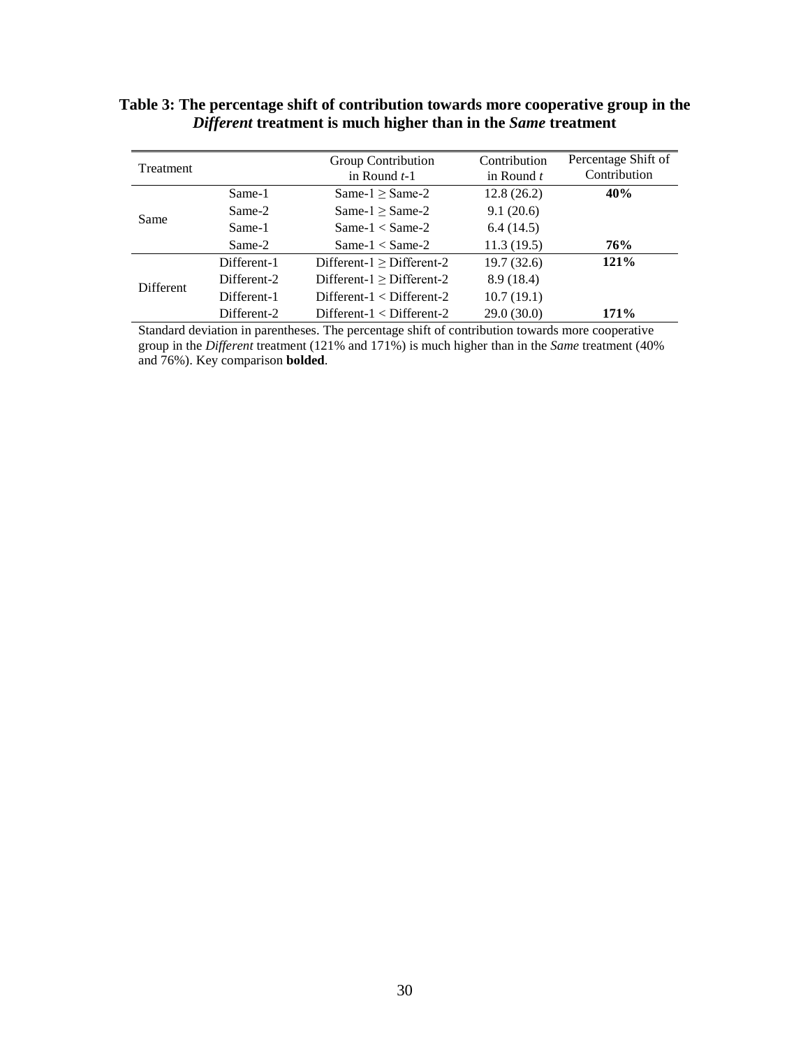**Table 3: The percentage shift of contribution towards more cooperative group in the *Different* treatment is much higher than in the *Same* treatment**

| Treatment | | Group Contribution in Round $t$-1 | Contribution in Round $t$ | Percentage Shift of Contribution |
|---|---|---|---|---|
| Same | Same-1 | Same-1 ≥ Same-2 | 12.8 (26.2) | **40%** |
| | Same-2 | Same-1 ≥ Same-2 | 9.1 (20.6) | |
| | Same-1 | Same-1 < Same-2 | 6.4 (14.5) | |
| | Same-2 | Same-1 < Same-2 | 11.3 (19.5) | **76%** |
| Different | Different-1 | Different-1 ≥ Different-2 | 19.7 (32.6) | **121%** |
| | Different-2 | Different-1 ≥ Different-2 | 8.9 (18.4) | |
| | Different-1 | Different-1 < Different-2 | 10.7 (19.1) | |
| | Different-2 | Different-1 < Different-2 | 29.0 (30.0) | **171%** |

Standard deviation in parentheses. The percentage shift of contribution towards more cooperative group in the *Different* treatment (121% and 171%) is much higher than in the *Same* treatment (40% and 76%). Key comparison **bolded**.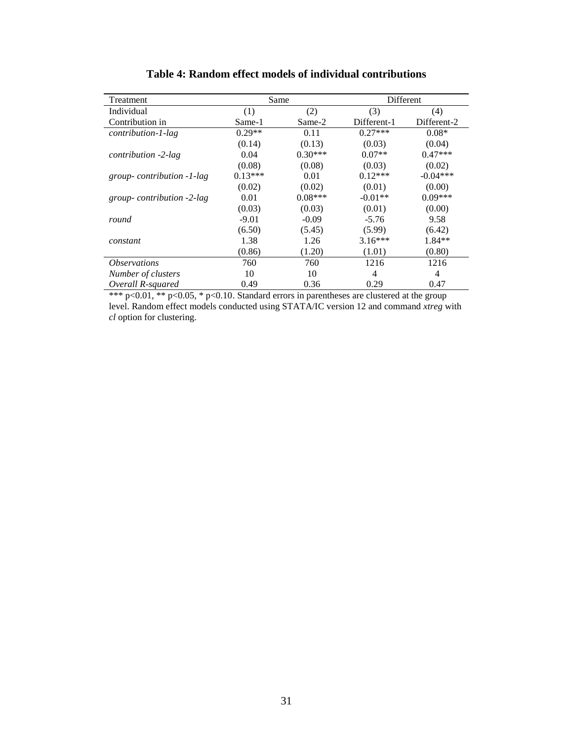**Table 4: Random effect models of individual contributions**

| Treatment | Same | | Different | |
|---|---|---|---|---|
| Individual | (1) | (2) | (3) | (4) |
| Contribution in | Same-1 | Same-2 | Different-1 | Different-2 |
| *contribution-1-lag* | 0.29** | 0.11 | 0.27*** | 0.08* |
| | (0.14) | (0.13) | (0.03) | (0.04) |
| *contribution -2-lag* | 0.04 | 0.30*** | 0.07** | 0.47*** |
| | (0.08) | (0.08) | (0.03) | (0.02) |
| *group- contribution -1-lag* | 0.13*** | 0.01 | 0.12*** | -0.04*** |
| | (0.02) | (0.02) | (0.01) | (0.00) |
| *group- contribution -2-lag* | 0.01 | 0.08*** | -0.01** | 0.09*** |
| | (0.03) | (0.03) | (0.01) | (0.00) |
| *round* | -9.01 | -0.09 | -5.76 | 9.58 |
| | (6.50) | (5.45) | (5.99) | (6.42) |
| *constant* | 1.38 | 1.26 | 3.16*** | 1.84** |
| | (0.86) | (1.20) | (1.01) | (0.80) |
| *Observations* | 760 | 760 | 1216 | 1216 |
| *Number of clusters* | 10 | 10 | 4 | 4 |
| *Overall R-squared* | 0.49 | 0.36 | 0.29 | 0.47 |

*** p<0.01, ** p<0.05, * p<0.10. Standard errors in parentheses are clustered at the group level. Random effect models conducted using STATA/IC version 12 and command *xtreg* with *cl* option for clustering.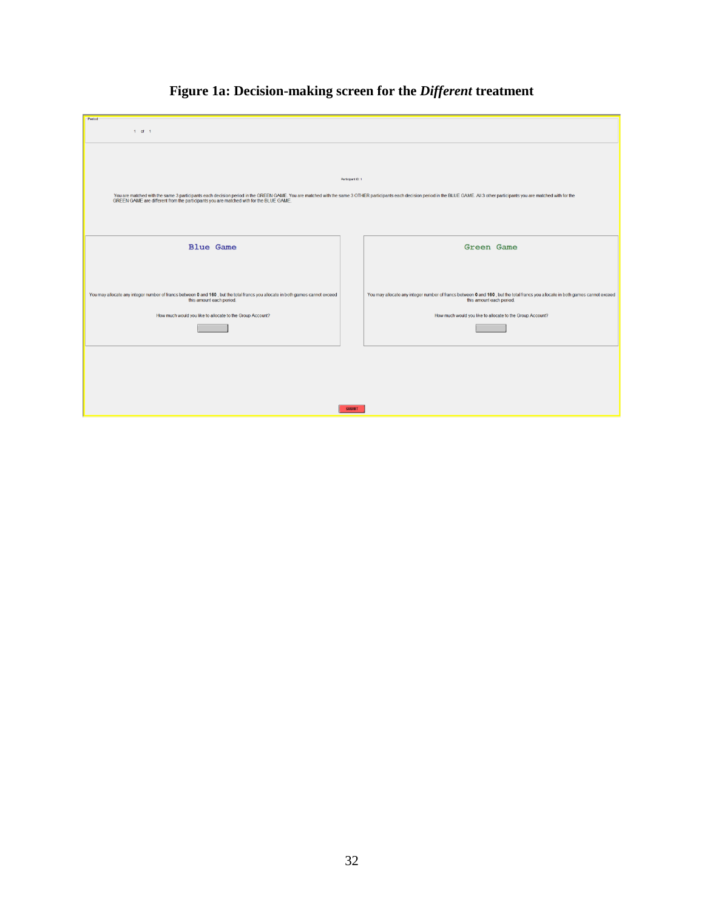**Figure 1a: Decision-making screen for the *Different* treatment**

Period

1 of 1

Participant ID: 1

You are matched with the same 3 participants each decision period in the GREEN GAME. You are matched with the same 3 OTHER participants each decision period in the BLUE GAME. All 3 other participants you are matched with for the GREEN GAME are different from the participants you are matched with for the BLUE GAME.

**Blue Game**

You may allocate any integer number of francs between **0** and **160** , but the total francs you allocate in both games cannot exceed this amount each period.

How much would you like to allocate to the Group Account?

**Green Game**

You may allocate any integer number of francs between **0** and **160** , but the total francs you allocate in both games cannot exceed this amount each period.

How much would you like to allocate to the Group Account?

SUBMIT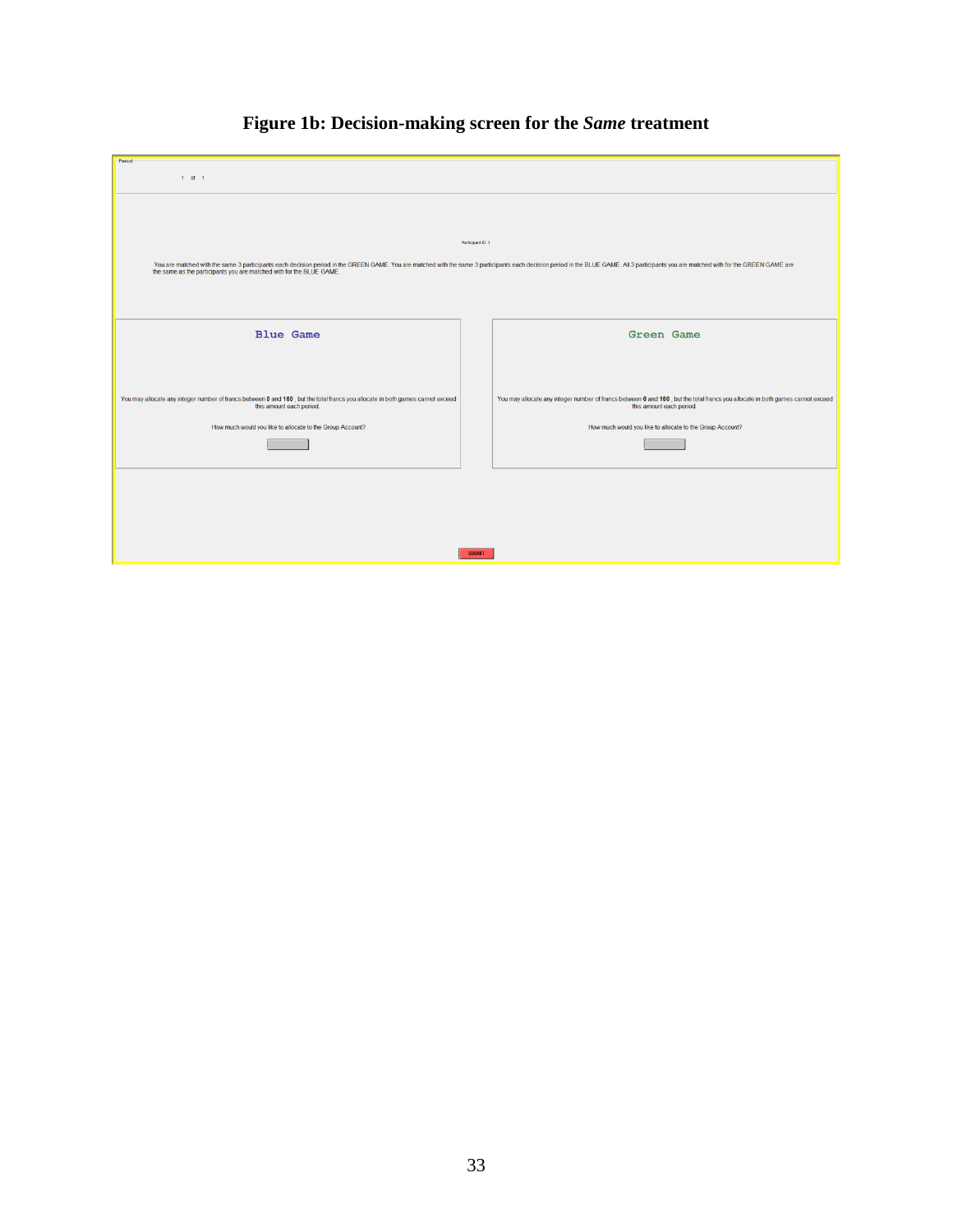**Figure 1b: Decision-making screen for the *Same* treatment**

Period

1 of 1

Participant ID: 1

You are matched with the same 3 participants each decision period in the GREEN GAME. You are matched with the same 3 participants each decision period in the BLUE GAME. All 3 participants you are matched with for the GREEN GAME are the same as the participants you are matched with for the BLUE GAME.

**Blue Game**

You may allocate any integer number of francs between **0** and **160** , but the total francs you allocate in both games cannot exceed this amount each period.

How much would you like to allocate to the Group Account?

**Green Game**

You may allocate any integer number of francs between **0** and **160** , but the total francs you allocate in both games cannot exceed this amount each period.

How much would you like to allocate to the Group Account?

SUBMIT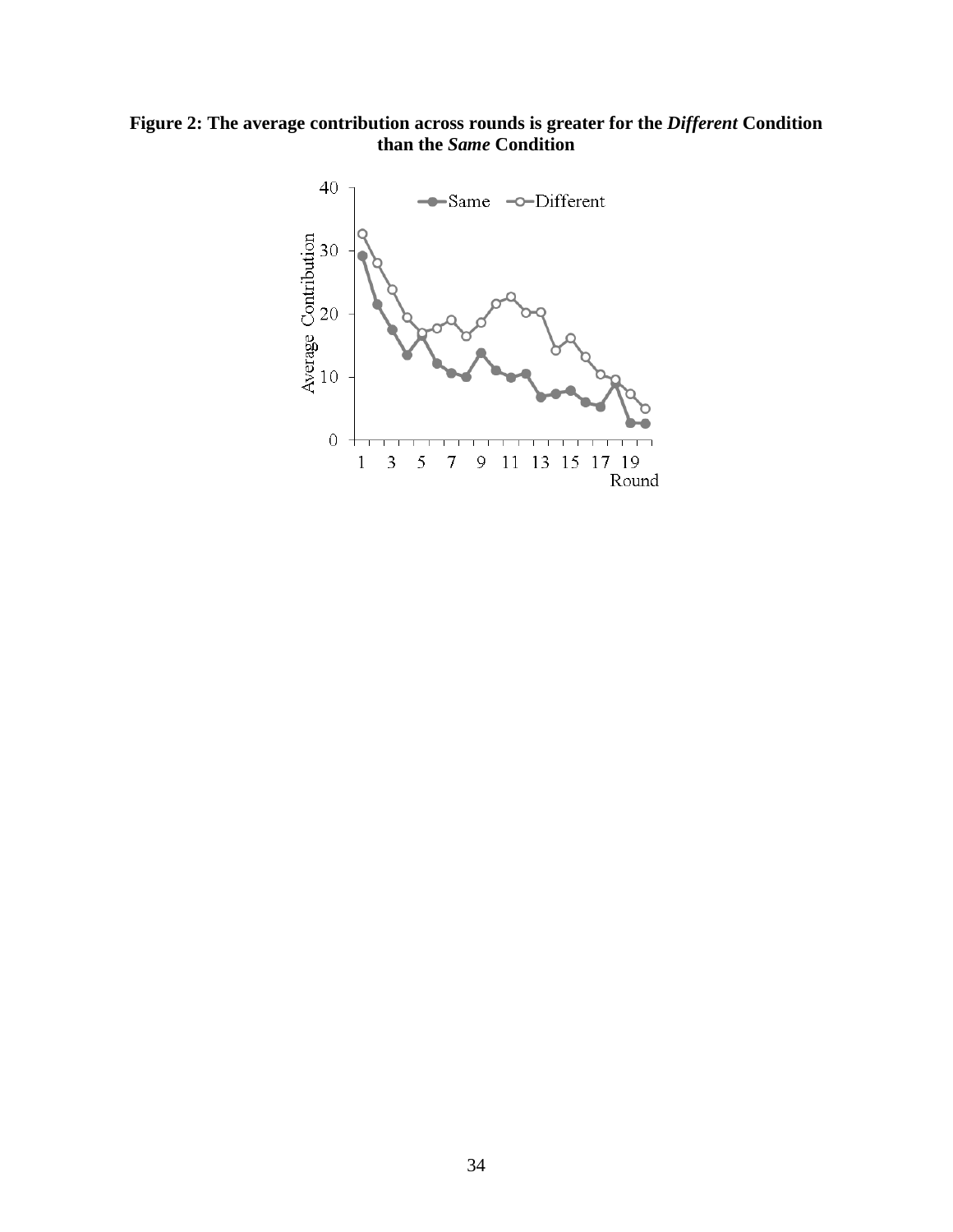**Figure 2: The average contribution across rounds is greater for the *Different* Condition than the *Same* Condition**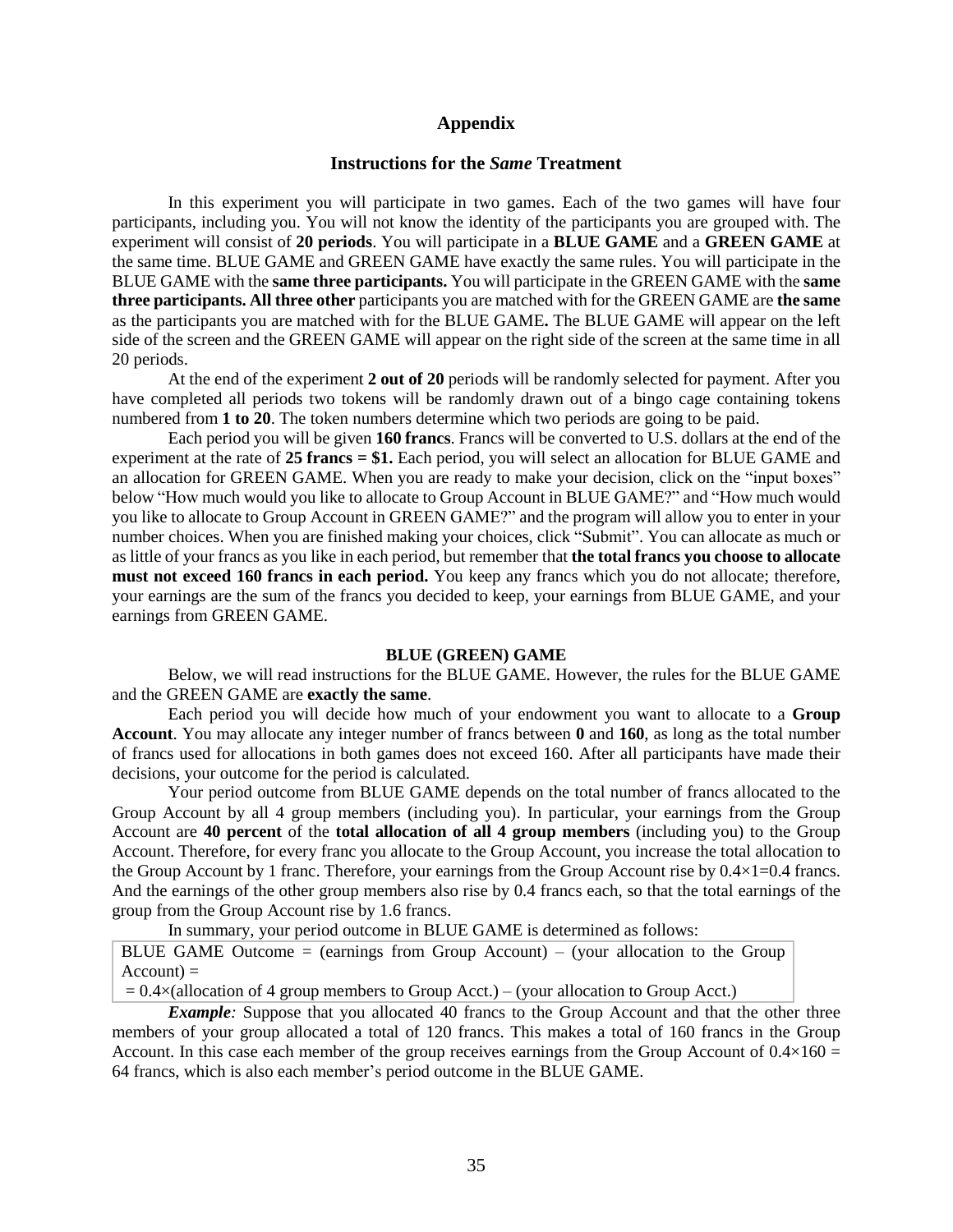## Appendix

### Instructions for the *Same* Treatment

In this experiment you will participate in two games. Each of the two games will have four participants, including you. You will not know the identity of the participants you are grouped with. The experiment will consist of **20 periods**. You will participate in a **BLUE GAME** and a **GREEN GAME** at the same time. BLUE GAME and GREEN GAME have exactly the same rules. You will participate in the BLUE GAME with the **same three participants.** You will participate in the GREEN GAME with the **same three participants. All three other** participants you are matched with for the GREEN GAME are **the same** as the participants you are matched with for the BLUE GAME**.** The BLUE GAME will appear on the left side of the screen and the GREEN GAME will appear on the right side of the screen at the same time in all 20 periods.

At the end of the experiment **2 out of 20** periods will be randomly selected for payment. After you have completed all periods two tokens will be randomly drawn out of a bingo cage containing tokens numbered from **1 to 20**. The token numbers determine which two periods are going to be paid.

Each period you will be given **160 francs**. Francs will be converted to U.S. dollars at the end of the experiment at the rate of **25 francs = $1.** Each period, you will select an allocation for BLUE GAME and an allocation for GREEN GAME. When you are ready to make your decision, click on the "input boxes" below "How much would you like to allocate to Group Account in BLUE GAME?" and "How much would you like to allocate to Group Account in GREEN GAME?" and the program will allow you to enter in your number choices. When you are finished making your choices, click "Submit". You can allocate as much or as little of your francs as you like in each period, but remember that **the total francs you choose to allocate must not exceed 160 francs in each period.** You keep any francs which you do not allocate; therefore, your earnings are the sum of the francs you decided to keep, your earnings from BLUE GAME, and your earnings from GREEN GAME.

#### BLUE (GREEN) GAME

Below, we will read instructions for the BLUE GAME. However, the rules for the BLUE GAME and the GREEN GAME are **exactly the same**.

Each period you will decide how much of your endowment you want to allocate to a **Group Account**. You may allocate any integer number of francs between **0** and **160**, as long as the total number of francs used for allocations in both games does not exceed 160. After all participants have made their decisions, your outcome for the period is calculated.

Your period outcome from BLUE GAME depends on the total number of francs allocated to the Group Account by all 4 group members (including you). In particular, your earnings from the Group Account are **40 percent** of the **total allocation of all 4 group members** (including you) to the Group Account. Therefore, for every franc you allocate to the Group Account, you increase the total allocation to the Group Account by 1 franc. Therefore, your earnings from the Group Account rise by $0.4\times1=0.4$ francs. And the earnings of the other group members also rise by 0.4 francs each, so that the total earnings of the group from the Group Account rise by 1.6 francs.

In summary, your period outcome in BLUE GAME is determined as follows:

| BLUE GAME Outcome = (earnings from Group Account) – (your allocation to the Group Account) = <br> = 0.4×(allocation of 4 group members to Group Acct.) – (your allocation to Group Acct.) |
|---|

***Example:*** Suppose that you allocated 40 francs to the Group Account and that the other three members of your group allocated a total of 120 francs. This makes a total of 160 francs in the Group Account. In this case each member of the group receives earnings from the Group Account of $0.4\times160 = 64$ francs, which is also each member's period outcome in the BLUE GAME.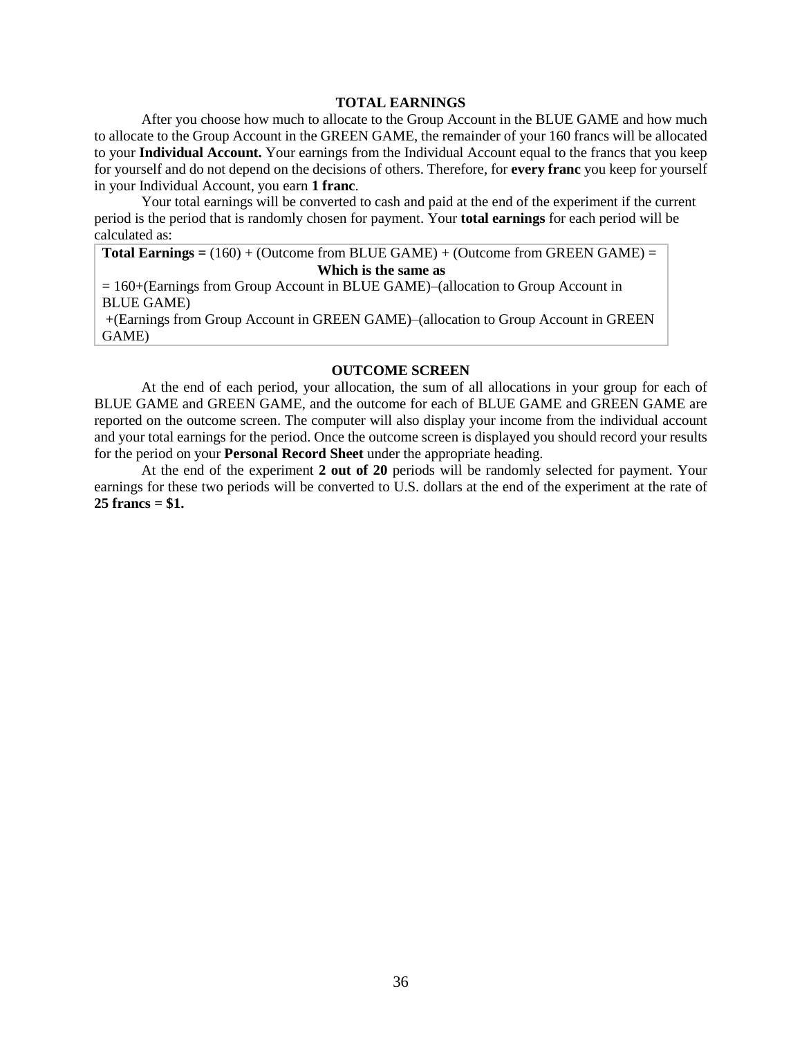### TOTAL EARNINGS

After you choose how much to allocate to the Group Account in the BLUE GAME and how much to allocate to the Group Account in the GREEN GAME, the remainder of your 160 francs will be allocated to your **Individual Account.** Your earnings from the Individual Account equal to the francs that you keep for yourself and do not depend on the decisions of others. Therefore, for **every franc** you keep for yourself in your Individual Account, you earn **1 franc**.

Your total earnings will be converted to cash and paid at the end of the experiment if the current period is the period that is randomly chosen for payment. Your **total earnings** for each period will be calculated as:

| **Total Earnings =** (160) + (Outcome from BLUE GAME) + (Outcome from GREEN GAME) = |
|---|
| **Which is the same as** |
| = 160+(Earnings from Group Account in BLUE GAME)–(allocation to Group Account in BLUE GAME) +(Earnings from Group Account in GREEN GAME)–(allocation to Group Account in GREEN GAME) |

### OUTCOME SCREEN

At the end of each period, your allocation, the sum of all allocations in your group for each of BLUE GAME and GREEN GAME, and the outcome for each of BLUE GAME and GREEN GAME are reported on the outcome screen. The computer will also display your income from the individual account and your total earnings for the period. Once the outcome screen is displayed you should record your results for the period on your **Personal Record Sheet** under the appropriate heading.

At the end of the experiment **2 out of 20** periods will be randomly selected for payment. Your earnings for these two periods will be converted to U.S. dollars at the end of the experiment at the rate of **25 francs = $1.**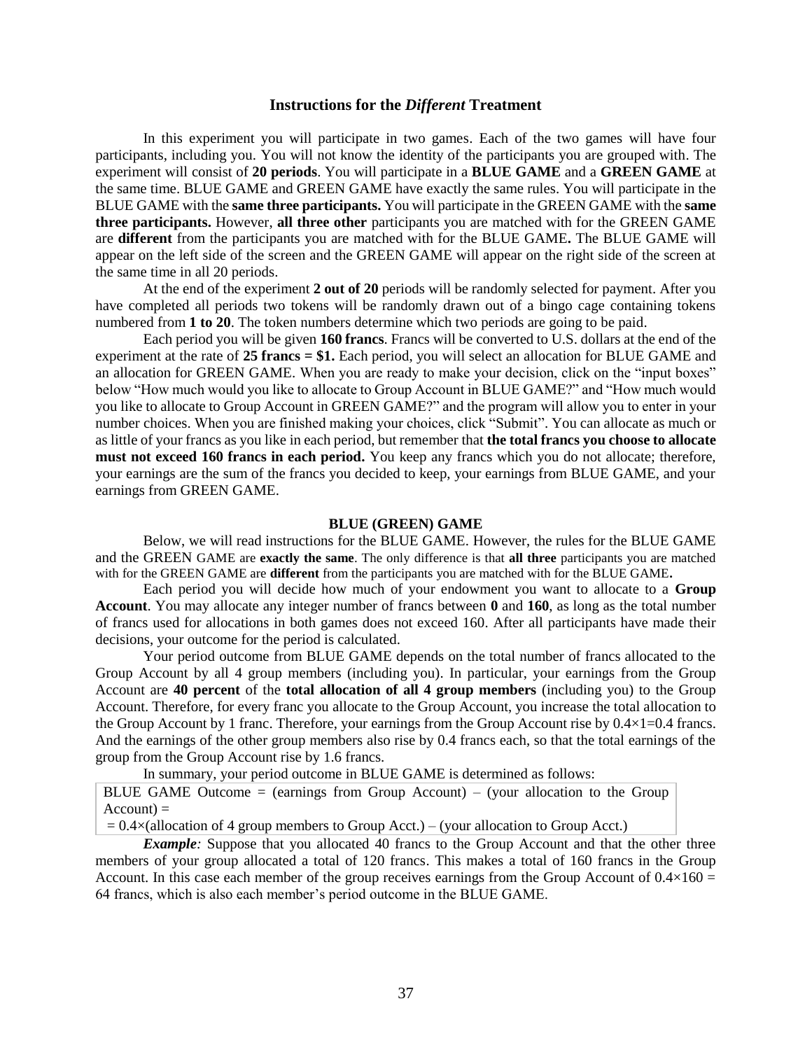## Instructions for the *Different* Treatment

In this experiment you will participate in two games. Each of the two games will have four participants, including you. You will not know the identity of the participants you are grouped with. The experiment will consist of **20 periods**. You will participate in a **BLUE GAME** and a **GREEN GAME** at the same time. BLUE GAME and GREEN GAME have exactly the same rules. You will participate in the BLUE GAME with the **same three participants.** You will participate in the GREEN GAME with the **same three participants.** However, **all three other** participants you are matched with for the GREEN GAME are **different** from the participants you are matched with for the BLUE GAME**.** The BLUE GAME will appear on the left side of the screen and the GREEN GAME will appear on the right side of the screen at the same time in all 20 periods.

At the end of the experiment **2 out of 20** periods will be randomly selected for payment. After you have completed all periods two tokens will be randomly drawn out of a bingo cage containing tokens numbered from **1 to 20**. The token numbers determine which two periods are going to be paid.

Each period you will be given **160 francs**. Francs will be converted to U.S. dollars at the end of the experiment at the rate of **25 francs = $1.** Each period, you will select an allocation for BLUE GAME and an allocation for GREEN GAME. When you are ready to make your decision, click on the "input boxes" below "How much would you like to allocate to Group Account in BLUE GAME?" and "How much would you like to allocate to Group Account in GREEN GAME?" and the program will allow you to enter in your number choices. When you are finished making your choices, click "Submit". You can allocate as much or as little of your francs as you like in each period, but remember that **the total francs you choose to allocate must not exceed 160 francs in each period.** You keep any francs which you do not allocate; therefore, your earnings are the sum of the francs you decided to keep, your earnings from BLUE GAME, and your earnings from GREEN GAME.

### BLUE (GREEN) GAME

Below, we will read instructions for the BLUE GAME. However, the rules for the BLUE GAME and the GREEN GAME are **exactly the same**. The only difference is that **all three** participants you are matched with for the GREEN GAME are **different** from the participants you are matched with for the BLUE GAME**.**

Each period you will decide how much of your endowment you want to allocate to a **Group Account**. You may allocate any integer number of francs between **0** and **160**, as long as the total number of francs used for allocations in both games does not exceed 160. After all participants have made their decisions, your outcome for the period is calculated.

Your period outcome from BLUE GAME depends on the total number of francs allocated to the Group Account by all 4 group members (including you). In particular, your earnings from the Group Account are **40 percent** of the **total allocation of all 4 group members** (including you) to the Group Account. Therefore, for every franc you allocate to the Group Account, you increase the total allocation to the Group Account by 1 franc. Therefore, your earnings from the Group Account rise by $0.4\times1=0.4$ francs. And the earnings of the other group members also rise by 0.4 francs each, so that the total earnings of the group from the Group Account rise by 1.6 francs.

In summary, your period outcome in BLUE GAME is determined as follows:

BLUE GAME Outcome = (earnings from Group Account) – (your allocation to the Group Account) =
$= 0.4\times$(allocation of 4 group members to Group Acct.) – (your allocation to Group Acct.)

***Example:*** Suppose that you allocated 40 francs to the Group Account and that the other three members of your group allocated a total of 120 francs. This makes a total of 160 francs in the Group Account. In this case each member of the group receives earnings from the Group Account of $0.4\times160 = 64$ francs, which is also each member's period outcome in the BLUE GAME.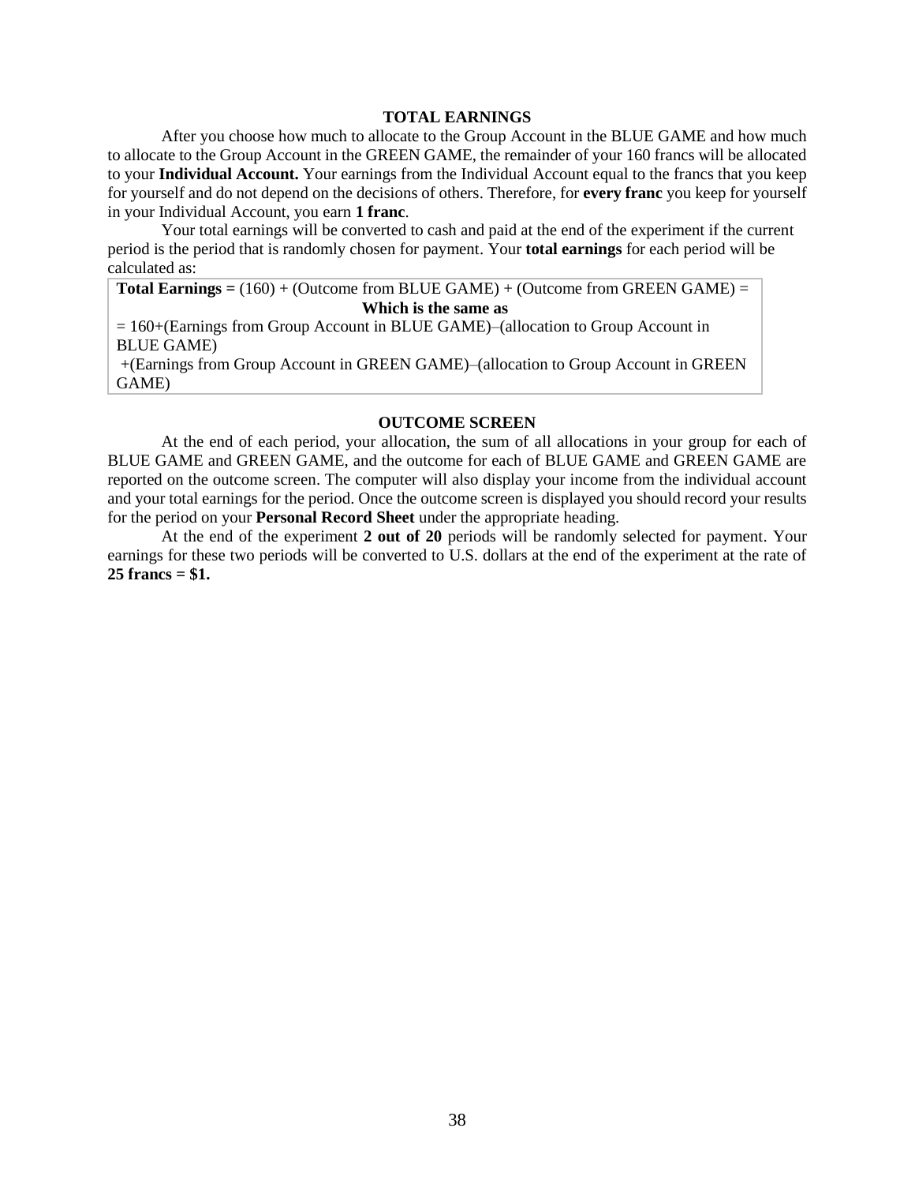### TOTAL EARNINGS

After you choose how much to allocate to the Group Account in the BLUE GAME and how much to allocate to the Group Account in the GREEN GAME, the remainder of your 160 francs will be allocated to your **Individual Account.** Your earnings from the Individual Account equal to the francs that you keep for yourself and do not depend on the decisions of others. Therefore, for **every franc** you keep for yourself in your Individual Account, you earn **1 franc**.

Your total earnings will be converted to cash and paid at the end of the experiment if the current period is the period that is randomly chosen for payment. Your **total earnings** for each period will be calculated as:

| |
|---|
| **Total Earnings =** (160) + (Outcome from BLUE GAME) + (Outcome from GREEN GAME) = |
| **Which is the same as** |
| = 160+(Earnings from Group Account in BLUE GAME)–(allocation to Group Account in BLUE GAME) |
| +(Earnings from Group Account in GREEN GAME)–(allocation to Group Account in GREEN GAME) |

### OUTCOME SCREEN

At the end of each period, your allocation, the sum of all allocations in your group for each of BLUE GAME and GREEN GAME, and the outcome for each of BLUE GAME and GREEN GAME are reported on the outcome screen. The computer will also display your income from the individual account and your total earnings for the period. Once the outcome screen is displayed you should record your results for the period on your **Personal Record Sheet** under the appropriate heading.

At the end of the experiment **2 out of 20** periods will be randomly selected for payment. Your earnings for these two periods will be converted to U.S. dollars at the end of the experiment at the rate of **25 francs = $1.**